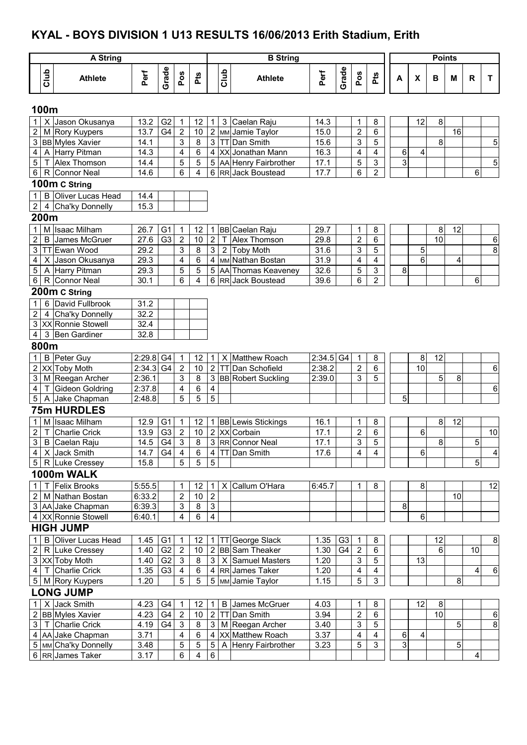# KYAL - BOYS DIVISION 1 U13 RESULTS 16/06/2013 Erith Stadium, Erith

Column groups: **A String** (Club, Athlete, Perf, Grade, Pos, Pts); **B String** (Club, Athlete, Perf, Grade, Pos, Pts); **Points** (A, X, B, M, R, T).

## 100m

| | Club | Athlete | Perf | Grade | Pos | Pts | | Club | Athlete | Perf | Grade | Pos | Pts | A | X | B | M | R | T |
|---|---|---|---|---|---|---|---|---|---|---|---|---|---|---|---|---|---|---|---|
| 1 | X | Jason Okusanya | 13.2 | G2 | 1 | 12 | 1 | 3 | Caelan Raju | 14.3 | | 1 | 8 | | 12 | 8 | | | |
| 2 | M | Rory Kuypers | 13.7 | G4 | 2 | 10 | 2 | MM | Jamie Taylor | 15.0 | | 2 | 6 | | | | 16 | | |
| 3 | BB | Myles Xavier | 14.1 | | 3 | 8 | 3 | TT | Dan Smith | 15.6 | | 3 | 5 | | | 8 | | | 5 |
| 4 | A | Harry Pitman | 14.3 | | 4 | 6 | 4 | XX | Jonathan Mann | 16.3 | | 4 | 4 | 6 | 4 | | | | |
| 5 | T | Alex Thomson | 14.4 | | 5 | 5 | 5 | AA | Henry Fairbrother | 17.1 | | 5 | 3 | 3 | | | | | 5 |
| 6 | R | Connor Neal | 14.6 | | 6 | 4 | 6 | RR | Jack Boustead | 17.7 | | 6 | 2 | | | | | 6 | |

## 100m C String

| | Club | Athlete | Perf |
|---|---|---|---|
| 1 | B | Oliver Lucas Head | 14.4 |
| 2 | 4 | Cha'ky Donnelly | 15.3 |

## 200m

| | Club | Athlete | Perf | Grade | Pos | Pts | | Club | Athlete | Perf | Grade | Pos | Pts | A | X | B | M | R | T |
|---|---|---|---|---|---|---|---|---|---|---|---|---|---|---|---|---|---|---|---|
| 1 | M | Isaac Milham | 26.7 | G1 | 1 | 12 | 1 | BB | Caelan Raju | 29.7 | | 1 | 8 | | | 8 | 12 | | |
| 2 | B | James McGruer | 27.6 | G3 | 2 | 10 | 2 | T | Alex Thomson | 29.8 | | 2 | 6 | | | 10 | | | 6 |
| 3 | TT | Ewan Wood | 29.2 | | 3 | 8 | 3 | 2 | Toby Moth | 31.6 | | 3 | 5 | | 5 | | | | 8 |
| 4 | X | Jason Okusanya | 29.3 | | 4 | 6 | 4 | MM | Nathan Bostan | 31.9 | | 4 | 4 | | 6 | | 4 | | |
| 5 | A | Harry Pitman | 29.3 | | 5 | 5 | 5 | AA | Thomas Keaveney | 32.6 | | 5 | 3 | 8 | | | | | |
| 6 | R | Connor Neal | 30.1 | | 6 | 4 | 6 | RR | Jack Boustead | 39.6 | | 6 | 2 | | | | | 6 | |

## 200m C String

| | Club | Athlete | Perf |
|---|---|---|---|
| 1 | 6 | David Fullbrook | 31.2 |
| 2 | 4 | Cha'ky Donnelly | 32.2 |
| 3 | XX | Ronnie Stowell | 32.4 |
| 4 | 3 | Ben Gardiner | 32.8 |

## 800m

| | Club | Athlete | Perf | Grade | Pos | Pts | | Club | Athlete | Perf | Grade | Pos | Pts | A | X | B | M | R | T |
|---|---|---|---|---|---|---|---|---|---|---|---|---|---|---|---|---|---|---|---|
| 1 | B | Peter Guy | 2:29.8 | G4 | 1 | 12 | 1 | X | Matthew Roach | 2:34.5 | G4 | 1 | 8 | | 8 | 12 | | | |
| 2 | XX | Toby Moth | 2:34.3 | G4 | 2 | 10 | 2 | TT | Dan Schofield | 2:38.2 | | 2 | 6 | | 10 | | | | 6 |
| 3 | M | Reegan Archer | 2:36.1 | | 3 | 8 | 3 | BB | Robert Suckling | 2:39.0 | | 3 | 5 | | | 5 | 8 | | |
| 4 | T | Gideon Goldring | 2:37.8 | | 4 | 6 | 4 | | | | | | | | | | | | 6 |
| 5 | A | Jake Chapman | 2:48.8 | | 5 | 5 | 5 | | | | | | | 5 | | | | | |

## 75m HURDLES

| | Club | Athlete | Perf | Grade | Pos | Pts | | Club | Athlete | Perf | Grade | Pos | Pts | A | X | B | M | R | T |
|---|---|---|---|---|---|---|---|---|---|---|---|---|---|---|---|---|---|---|---|
| 1 | M | Isaac Milham | 12.9 | G1 | 1 | 12 | 1 | BB | Lewis Stickings | 16.1 | | 1 | 8 | | | 8 | 12 | | |
| 2 | T | Charlie Crick | 13.9 | G3 | 2 | 10 | 2 | XX | Corbain | 17.1 | | 2 | 6 | | 6 | | | | 10 |
| 3 | B | Caelan Raju | 14.5 | G4 | 3 | 8 | 3 | RR | Connor Neal | 17.1 | | 3 | 5 | | | 8 | | 5 | |
| 4 | X | Jack Smith | 14.7 | G4 | 4 | 6 | 4 | TT | Dan Smith | 17.6 | | 4 | 4 | | 6 | | | | 4 |
| 5 | R | Luke Cressey | 15.8 | | 5 | 5 | 5 | | | | | | | | | | | 5 | |

## 1000m WALK

| | Club | Athlete | Perf | Grade | Pos | Pts | | Club | Athlete | Perf | Grade | Pos | Pts | A | X | B | M | R | T |
|---|---|---|---|---|---|---|---|---|---|---|---|---|---|---|---|---|---|---|---|
| 1 | T | Felix Brooks | 5:55.5 | | 1 | 12 | 1 | X | Callum O'Hara | 6:45.7 | | 1 | 8 | | 8 | | | | 12 |
| 2 | M | Nathan Bostan | 6:33.2 | | 2 | 10 | 2 | | | | | | | | | | 10 | | |
| 3 | AA | Jake Chapman | 6:39.3 | | 3 | 8 | 3 | | | | | | | 8 | | | | | |
| 4 | XX | Ronnie Stowell | 6:40.1 | | 4 | 6 | 4 | | | | | | | | 6 | | | | |

## HIGH JUMP

| | Club | Athlete | Perf | Grade | Pos | Pts | | Club | Athlete | Perf | Grade | Pos | Pts | A | X | B | M | R | T |
|---|---|---|---|---|---|---|---|---|---|---|---|---|---|---|---|---|---|---|---|
| 1 | B | Oliver Lucas Head | 1.45 | G1 | 1 | 12 | 1 | TT | George Slack | 1.35 | G3 | 1 | 8 | | | 12 | | | 8 |
| 2 | R | Luke Cressey | 1.40 | G2 | 2 | 10 | 2 | BB | Sam Theaker | 1.30 | G4 | 2 | 6 | | | 6 | | 10 | |
| 3 | XX | Toby Moth | 1.40 | G2 | 3 | 8 | 3 | X | Samuel Masters | 1.20 | | 3 | 5 | | 13 | | | | |
| 4 | T | Charlie Crick | 1.35 | G3 | 4 | 6 | 4 | RR | James Taker | 1.20 | | 4 | 4 | | | | | 4 | 6 |
| 5 | M | Rory Kuypers | 1.20 | | 5 | 5 | 5 | MM | Jamie Taylor | 1.15 | | 5 | 3 | | | | 8 | | |

## LONG JUMP

| | Club | Athlete | Perf | Grade | Pos | Pts | | Club | Athlete | Perf | Grade | Pos | Pts | A | X | B | M | R | T |
|---|---|---|---|---|---|---|---|---|---|---|---|---|---|---|---|---|---|---|---|
| 1 | X | Jack Smith | 4.23 | G4 | 1 | 12 | 1 | B | James McGruer | 4.03 | | 1 | 8 | | 12 | 8 | | | |
| 2 | BB | Myles Xavier | 4.23 | G4 | 2 | 10 | 2 | TT | Dan Smith | 3.94 | | 2 | 6 | | | 10 | | | 6 |
| 3 | T | Charlie Crick | 4.19 | G4 | 3 | 8 | 3 | M | Reegan Archer | 3.40 | | 3 | 5 | | | | 5 | | 8 |
| 4 | AA | Jake Chapman | 3.71 | | 4 | 6 | 4 | XX | Matthew Roach | 3.37 | | 4 | 4 | 6 | 4 | | | | |
| 5 | MM | Cha'ky Donnelly | 3.48 | | 5 | 5 | 5 | A | Henry Fairbrother | 3.23 | | 5 | 3 | 3 | | | 5 | | |
| 6 | RR | James Taker | 3.17 | | 6 | 4 | 6 | | | | | | | | | | | 4 | |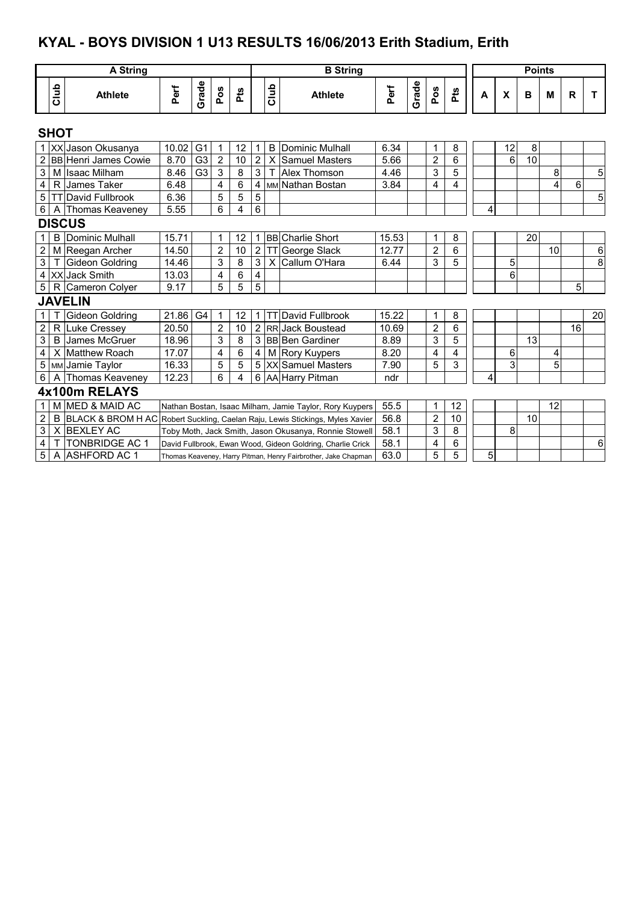# KYAL - BOYS DIVISION 1 U13 RESULTS 16/06/2013 Erith Stadium, Erith

| A String | | | | | | | B String | | | | | | | Points | | | | | |
|---|---|---|---|---|---|---|---|---|---|---|---|---|---|---|---|---|---|---|---|
| | Club | Athlete | Perf | Grade | Pos | Pts | | Club | Athlete | Perf | Grade | Pos | Pts | A | X | B | M | R | T |
| **SHOT** | | | | | | | | | | | | | | | | | | | |
| 1 | XX | Jason Okusanya | 10.02 | G1 | 1 | 12 | 1 | B | Dominic Mulhall | 6.34 | | 1 | 8 | | 12 | 8 | | | |
| 2 | BB | Henri James Cowie | 8.70 | G3 | 2 | 10 | 2 | X | Samuel Masters | 5.66 | | 2 | 6 | | 6 | 10 | | | |
| 3 | M | Isaac Milham | 8.46 | G3 | 3 | 8 | 3 | T | Alex Thomson | 4.46 | | 3 | 5 | | | | 8 | | 5 |
| 4 | R | James Taker | 6.48 | | 4 | 6 | 4 | MM | Nathan Bostan | 3.84 | | 4 | 4 | | | | 4 | 6 | |
| 5 | TT | David Fullbrook | 6.36 | | 5 | 5 | 5 | | | | | | | | | | | | 5 |
| 6 | A | Thomas Keaveney | 5.55 | | 6 | 4 | 6 | | | | | | | 4 | | | | | |
| **DISCUS** | | | | | | | | | | | | | | | | | | | |
| 1 | B | Dominic Mulhall | 15.71 | | 1 | 12 | 1 | BB | Charlie Short | 15.53 | | 1 | 8 | | | 20 | | | |
| 2 | M | Reegan Archer | 14.50 | | 2 | 10 | 2 | TT | George Slack | 12.77 | | 2 | 6 | | | | 10 | | 6 |
| 3 | T | Gideon Goldring | 14.46 | | 3 | 8 | 3 | X | Callum O'Hara | 6.44 | | 3 | 5 | | 5 | | | | 8 |
| 4 | XX | Jack Smith | 13.03 | | 4 | 6 | 4 | | | | | | | | 6 | | | | |
| 5 | R | Cameron Colyer | 9.17 | | 5 | 5 | 5 | | | | | | | | | | | 5 | |
| **JAVELIN** | | | | | | | | | | | | | | | | | | | |
| 1 | T | Gideon Goldring | 21.86 | G4 | 1 | 12 | 1 | TT | David Fullbrook | 15.22 | | 1 | 8 | | | | | | 20 |
| 2 | R | Luke Cressey | 20.50 | | 2 | 10 | 2 | RR | Jack Boustead | 10.69 | | 2 | 6 | | | | | 16 | |
| 3 | B | James McGruer | 18.96 | | 3 | 8 | 3 | BB | Ben Gardiner | 8.89 | | 3 | 5 | | | 13 | | | |
| 4 | X | Matthew Roach | 17.07 | | 4 | 6 | 4 | M | Rory Kuypers | 8.20 | | 4 | 4 | | 6 | | 4 | | |
| 5 | MM | Jamie Taylor | 16.33 | | 5 | 5 | 5 | XX | Samuel Masters | 7.90 | | 5 | 3 | | 3 | | 5 | | |
| 6 | A | Thomas Keaveney | 12.23 | | 6 | 4 | 6 | AA | Harry Pitman | ndr | | | | 4 | | | | | |
| **4x100m RELAYS** | | | | | | | | | | | | | | | | | | | |
| 1 | M | MED & MAID AC | | | | | | | Nathan Bostan, Isaac Milham, Jamie Taylor, Rory Kuypers | 55.5 | | 1 | 12 | | | | 12 | | |
| 2 | B | BLACK & BROM H AC | | | | | | | Robert Suckling, Caelan Raju, Lewis Stickings, Myles Xavier | 56.8 | | 2 | 10 | | | 10 | | | |
| 3 | X | BEXLEY AC | | | | | | | Toby Moth, Jack Smith, Jason Okusanya, Ronnie Stowell | 58.1 | | 3 | 8 | | 8 | | | | |
| 4 | T | TONBRIDGE AC 1 | | | | | | | David Fullbrook, Ewan Wood, Gideon Goldring, Charlie Crick | 58.1 | | 4 | 6 | | | | | | 6 |
| 5 | A | ASHFORD AC 1 | | | | | | | Thomas Keaveney, Harry Pitman, Henry Fairbrother, Jake Chapman | 63.0 | | 5 | 5 | 5 | | | | | |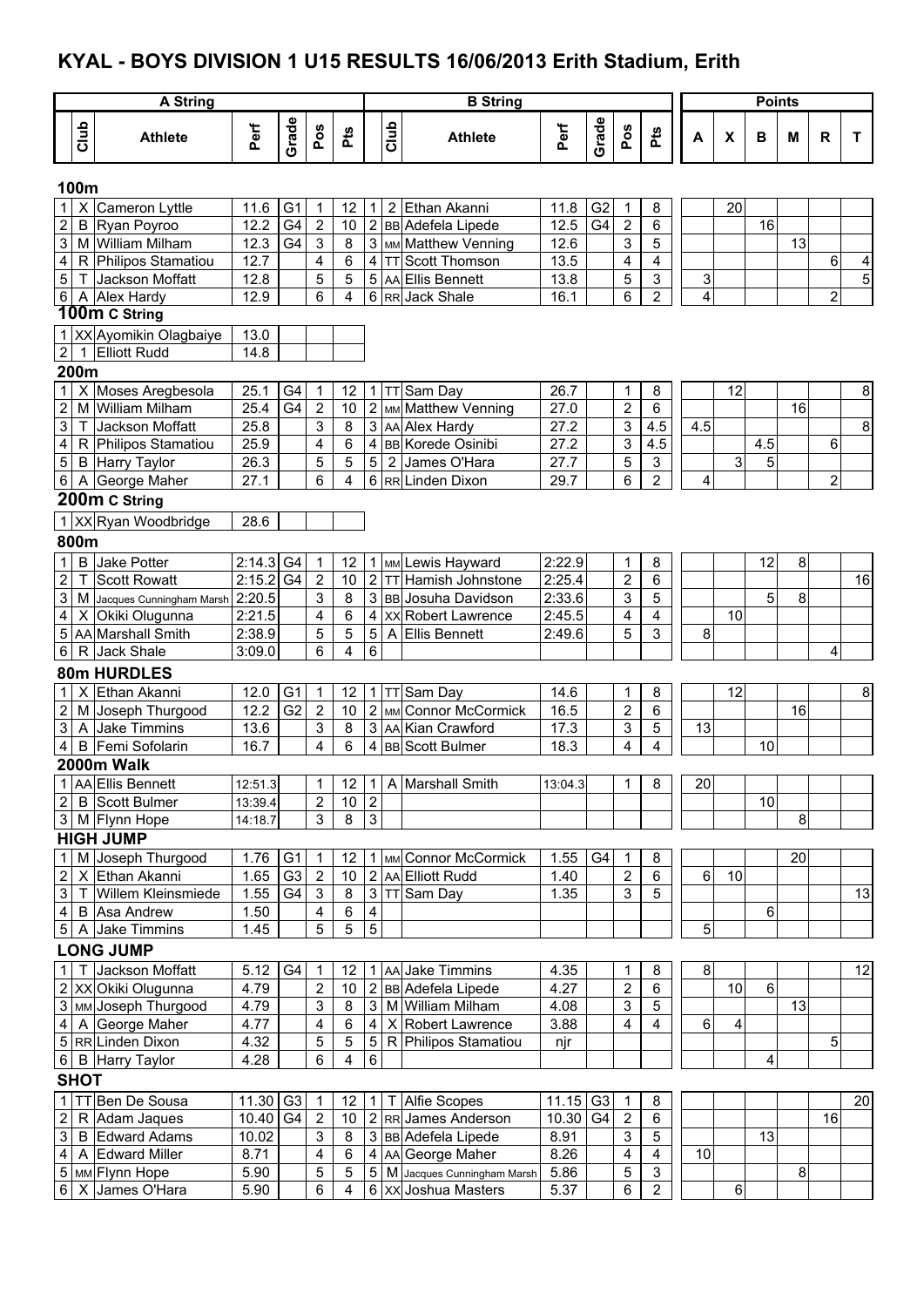# KYAL - BOYS DIVISION 1 U15 RESULTS 16/06/2013 Erith Stadium, Erith

## 100m

| A String | | | | | | | B String | | | | | | | Points | | | | | |
|---|---|---|---|---|---|---|---|---|---|---|---|---|---|---|---|---|---|---|---|
| | Club | Athlete | Perf | Grade | Pos | Pts | | Club | Athlete | Perf | Grade | Pos | Pts | A | X | B | M | R | T |
| 1 | X | Cameron Lyttle | 11.6 | G1 | 1 | 12 | 1 | 2 | Ethan Akanni | 11.8 | G2 | 1 | 8 | | 20 | | | | |
| 2 | B | Ryan Poyroo | 12.2 | G4 | 2 | 10 | 2 | BB | Adefela Lipede | 12.5 | G4 | 2 | 6 | | | 16 | | | |
| 3 | M | William Milham | 12.3 | G4 | 3 | 8 | 3 | MM | Matthew Venning | 12.6 | | 3 | 5 | | | | 13 | | |
| 4 | R | Philipos Stamatiou | 12.7 | | 4 | 6 | 4 | TT | Scott Thomson | 13.5 | | 4 | 4 | | | | | 6 | 4 |
| 5 | T | Jackson Moffatt | 12.8 | | 5 | 5 | 5 | AA | Ellis Bennett | 13.8 | | 5 | 3 | 3 | | | | | 5 |
| 6 | A | Alex Hardy | 12.9 | | 6 | 4 | 6 | RR | Jack Shale | 16.1 | | 6 | 2 | 4 | | | | 2 | |

## 100m C String

| | Club | Athlete | Perf |
|---|---|---|---|
| 1 | XX | Ayomikin Olagbaiye | 13.0 |
| 2 | 1 | Elliott Rudd | 14.8 |

## 200m

| | Club | Athlete | Perf | Grade | Pos | Pts | | Club | Athlete | Perf | Grade | Pos | Pts | A | X | B | M | R | T |
|---|---|---|---|---|---|---|---|---|---|---|---|---|---|---|---|---|---|---|---|
| 1 | X | Moses Aregbesola | 25.1 | G4 | 1 | 12 | 1 | TT | Sam Day | 26.7 | | 1 | 8 | | 12 | | | | 8 |
| 2 | M | William Milham | 25.4 | G4 | 2 | 10 | 2 | MM | Matthew Venning | 27.0 | | 2 | 6 | | | | 16 | | |
| 3 | T | Jackson Moffatt | 25.8 | | 3 | 8 | 3 | AA | Alex Hardy | 27.2 | | 3 | 4.5 | 4.5 | | | | | 8 |
| 4 | R | Philipos Stamatiou | 25.9 | | 4 | 6 | 4 | BB | Korede Osinibi | 27.2 | | 3 | 4.5 | | | 4.5 | | 6 | |
| 5 | B | Harry Taylor | 26.3 | | 5 | 5 | 5 | 2 | James O'Hara | 27.7 | | 5 | 3 | | 3 | 5 | | | |
| 6 | A | George Maher | 27.1 | | 6 | 4 | 6 | RR | Linden Dixon | 29.7 | | 6 | 2 | 4 | | | | 2 | |

## 200m C String

| | Club | Athlete | Perf |
|---|---|---|---|
| 1 | XX | Ryan Woodbridge | 28.6 |

## 800m

| | Club | Athlete | Perf | Grade | Pos | Pts | | Club | Athlete | Perf | Grade | Pos | Pts | A | X | B | M | R | T |
|---|---|---|---|---|---|---|---|---|---|---|---|---|---|---|---|---|---|---|---|
| 1 | B | Jake Potter | 2:14.3 | G4 | 1 | 12 | 1 | MM | Lewis Hayward | 2:22.9 | | 1 | 8 | | | 12 | 8 | | |
| 2 | T | Scott Rowatt | 2:15.2 | G4 | 2 | 10 | 2 | TT | Hamish Johnstone | 2:25.4 | | 2 | 6 | | | | | | 16 |
| 3 | M | Jacques Cunningham Marsh | 2:20.5 | | 3 | 8 | 3 | BB | Josuha Davidson | 2:33.6 | | 3 | 5 | | | 5 | 8 | | |
| 4 | X | Okiki Olugunna | 2:21.5 | | 4 | 6 | 4 | XX | Robert Lawrence | 2:45.5 | | 4 | 4 | | 10 | | | | |
| 5 | AA | Marshall Smith | 2:38.9 | | 5 | 5 | 5 | A | Ellis Bennett | 2:49.6 | | 5 | 3 | 8 | | | | | |
| 6 | R | Jack Shale | 3:09.0 | | 6 | 4 | 6 | | | | | | | | | | | 4 | |

## 80m HURDLES

| | Club | Athlete | Perf | Grade | Pos | Pts | | Club | Athlete | Perf | Grade | Pos | Pts | A | X | B | M | R | T |
|---|---|---|---|---|---|---|---|---|---|---|---|---|---|---|---|---|---|---|---|
| 1 | X | Ethan Akanni | 12.0 | G1 | 1 | 12 | 1 | TT | Sam Day | 14.6 | | 1 | 8 | | 12 | | | | 8 |
| 2 | M | Joseph Thurgood | 12.2 | G2 | 2 | 10 | 2 | MM | Connor McCormick | 16.5 | | 2 | 6 | | | | 16 | | |
| 3 | A | Jake Timmins | 13.6 | | 3 | 8 | 3 | AA | Kian Crawford | 17.3 | | 3 | 5 | 13 | | | | | |
| 4 | B | Femi Sofolarin | 16.7 | | 4 | 6 | 4 | BB | Scott Bulmer | 18.3 | | 4 | 4 | | | 10 | | | |

## 2000m Walk

| | Club | Athlete | Perf | Grade | Pos | Pts | | Club | Athlete | Perf | Grade | Pos | Pts | A | X | B | M | R | T |
|---|---|---|---|---|---|---|---|---|---|---|---|---|---|---|---|---|---|---|---|
| 1 | AA | Ellis Bennett | 12:51.3 | | 1 | 12 | 1 | A | Marshall Smith | 13:04.3 | | 1 | 8 | 20 | | | | | |
| 2 | B | Scott Bulmer | 13:39.4 | | 2 | 10 | 2 | | | | | | | | | 10 | | | |
| 3 | M | Flynn Hope | 14:18.7 | | 3 | 8 | 3 | | | | | | | | | | 8 | | |

## HIGH JUMP

| | Club | Athlete | Perf | Grade | Pos | Pts | | Club | Athlete | Perf | Grade | Pos | Pts | A | X | B | M | R | T |
|---|---|---|---|---|---|---|---|---|---|---|---|---|---|---|---|---|---|---|---|
| 1 | M | Joseph Thurgood | 1.76 | G1 | 1 | 12 | 1 | MM | Connor McCormick | 1.55 | G4 | 1 | 8 | | | | 20 | | |
| 2 | X | Ethan Akanni | 1.65 | G3 | 2 | 10 | 2 | AA | Elliott Rudd | 1.40 | | 2 | 6 | 6 | 10 | | | | |
| 3 | T | Willem Kleinsmiede | 1.55 | G4 | 3 | 8 | 3 | TT | Sam Day | 1.35 | | 3 | 5 | | | | | | 13 |
| 4 | B | Asa Andrew | 1.50 | | 4 | 6 | 4 | | | | | | | | | 6 | | | |
| 5 | A | Jake Timmins | 1.45 | | 5 | 5 | 5 | | | | | | | 5 | | | | | |

## LONG JUMP

| | Club | Athlete | Perf | Grade | Pos | Pts | | Club | Athlete | Perf | Grade | Pos | Pts | A | X | B | M | R | T |
|---|---|---|---|---|---|---|---|---|---|---|---|---|---|---|---|---|---|---|---|
| 1 | T | Jackson Moffatt | 5.12 | G4 | 1 | 12 | 1 | AA | Jake Timmins | 4.35 | | 1 | 8 | 8 | | | | | 12 |
| 2 | XX | Okiki Olugunna | 4.79 | | 2 | 10 | 2 | BB | Adefela Lipede | 4.27 | | 2 | 6 | | 10 | 6 | | | |
| 3 | MM | Joseph Thurgood | 4.79 | | 3 | 8 | 3 | M | William Milham | 4.08 | | 3 | 5 | | | | 13 | | |
| 4 | A | George Maher | 4.77 | | 4 | 6 | 4 | X | Robert Lawrence | 3.88 | | 4 | 4 | 6 | 4 | | | | |
| 5 | RR | Linden Dixon | 4.32 | | 5 | 5 | 5 | R | Philipos Stamatiou | njr | | | | | | | | 5 | |
| 6 | B | Harry Taylor | 4.28 | | 6 | 4 | 6 | | | | | | | | | 4 | | | |

## SHOT

| | Club | Athlete | Perf | Grade | Pos | Pts | | Club | Athlete | Perf | Grade | Pos | Pts | A | X | B | M | R | T |
|---|---|---|---|---|---|---|---|---|---|---|---|---|---|---|---|---|---|---|---|
| 1 | TT | Ben De Sousa | 11.30 | G3 | 1 | 12 | 1 | T | Alfie Scopes | 11.15 | G3 | 1 | 8 | | | | | | 20 |
| 2 | R | Adam Jaques | 10.40 | G4 | 2 | 10 | 2 | RR | James Anderson | 10.30 | G4 | 2 | 6 | | | | | 16 | |
| 3 | B | Edward Adams | 10.02 | | 3 | 8 | 3 | BB | Adefela Lipede | 8.91 | | 3 | 5 | | | 13 | | | |
| 4 | A | Edward Miller | 8.71 | | 4 | 6 | 4 | AA | George Maher | 8.26 | | 4 | 4 | 10 | | | | | |
| 5 | MM | Flynn Hope | 5.90 | | 5 | 5 | 5 | M | Jacques Cunningham Marsh | 5.86 | | 5 | 3 | | | | 8 | | |
| 6 | X | James O'Hara | 5.90 | | 6 | 4 | 6 | XX | Joshua Masters | 5.37 | | 6 | 2 | | 6 | | | | |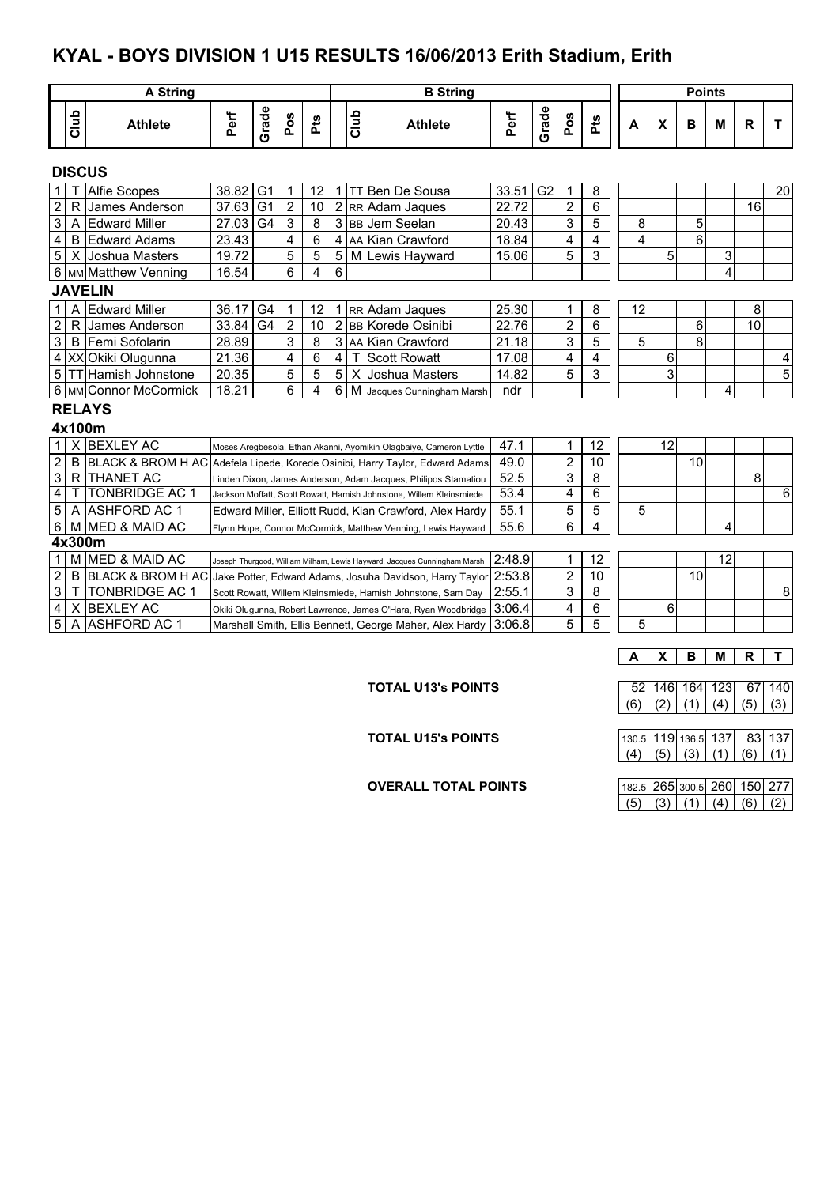# KYAL - BOYS DIVISION 1 U15 RESULTS 16/06/2013 Erith Stadium, Erith

| | A String | | | | | | | B String | | | | | | Points | | | | | |
|---|---|---|---|---|---|---|---|---|---|---|---|---|---|---|---|---|---|---|---|
| | Club | Athlete | Perf | Grade | Pos | Pts | | Club | Athlete | Perf | Grade | Pos | Pts | A | X | B | M | R | T |
| **DISCUS** | | | | | | | | | | | | | | | | | | | |
| 1 | T | Alfie Scopes | 38.82 | G1 | 1 | 12 | 1 | TT | Ben De Sousa | 33.51 | G2 | 1 | 8 | | | | | | 20 |
| 2 | R | James Anderson | 37.63 | G1 | 2 | 10 | 2 | RR | Adam Jaques | 22.72 | | 2 | 6 | | | | | 16 | |
| 3 | A | Edward Miller | 27.03 | G4 | 3 | 8 | 3 | BB | Jem Seelan | 20.43 | | 3 | 5 | 8 | | 5 | | | |
| 4 | B | Edward Adams | 23.43 | | 4 | 6 | 4 | AA | Kian Crawford | 18.84 | | 4 | 4 | 4 | | 6 | | | |
| 5 | X | Joshua Masters | 19.72 | | 5 | 5 | 5 | M | Lewis Hayward | 15.06 | | 5 | 3 | | 5 | | 3 | | |
| 6 | MM | Matthew Venning | 16.54 | | 6 | 4 | 6 | | | | | | | | | | 4 | | |
| **JAVELIN** | | | | | | | | | | | | | | | | | | | |
| 1 | A | Edward Miller | 36.17 | G4 | 1 | 12 | 1 | RR | Adam Jaques | 25.30 | | 1 | 8 | 12 | | | | 8 | |
| 2 | R | James Anderson | 33.84 | G4 | 2 | 10 | 2 | BB | Korede Osinibi | 22.76 | | 2 | 6 | | | 6 | | 10 | |
| 3 | B | Femi Sofolarin | 28.89 | | 3 | 8 | 3 | AA | Kian Crawford | 21.18 | | 3 | 5 | 5 | | 8 | | | |
| 4 | XX | Okiki Olugunna | 21.36 | | 4 | 6 | 4 | T | Scott Rowatt | 17.08 | | 4 | 4 | | 6 | | | | 4 |
| 5 | TT | Hamish Johnstone | 20.35 | | 5 | 5 | 5 | X | Joshua Masters | 14.82 | | 5 | 3 | | 3 | | | | 5 |
| 6 | MM | Connor McCormick | 18.21 | | 6 | 4 | 6 | M | Jacques Cunningham Marsh | ndr | | | | | | | 4 | | |
| **RELAYS** | | | | | | | | | | | | | | | | | | | |
| **4x100m** | | | | | | | | | | | | | | | | | | | |
| 1 | X | BEXLEY AC | | | | | | | Moses Aregbesola, Ethan Akanni, Ayomikin Olagbaiye, Cameron Lyttle | 47.1 | | 1 | 12 | | 12 | | | | |
| 2 | B | BLACK & BROM H AC | | | | | | | Adefela Lipede, Korede Osinibi, Harry Taylor, Edward Adams | 49.0 | | 2 | 10 | | | 10 | | | |
| 3 | R | THANET AC | | | | | | | Linden Dixon, James Anderson, Adam Jacques, Philipos Stamatiou | 52.5 | | 3 | 8 | | | | | 8 | |
| 4 | T | TONBRIDGE AC 1 | | | | | | | Jackson Moffatt, Scott Rowatt, Hamish Johnstone, Willem Kleinsmiede | 53.4 | | 4 | 6 | | | | | | 6 |
| 5 | A | ASHFORD AC 1 | | | | | | | Edward Miller, Elliott Rudd, Kian Crawford, Alex Hardy | 55.1 | | 5 | 5 | 5 | | | | | |
| 6 | M | MED & MAID AC | | | | | | | Flynn Hope, Connor McCormick, Matthew Venning, Lewis Hayward | 55.6 | | 6 | 4 | | | | 4 | | |
| **4x300m** | | | | | | | | | | | | | | | | | | | |
| 1 | M | MED & MAID AC | | | | | | | Joseph Thurgood, William Milham, Lewis Hayward, Jacques Cunningham Marsh | 2:48.9 | | 1 | 12 | | | | 12 | | |
| 2 | B | BLACK & BROM H AC | | | | | | | Jake Potter, Edward Adams, Josuha Davidson, Harry Taylor | 2:53.8 | | 2 | 10 | | | 10 | | | |
| 3 | T | TONBRIDGE AC 1 | | | | | | | Scott Rowatt, Willem Kleinsmiede, Hamish Johnstone, Sam Day | 2:55.1 | | 3 | 8 | | | | | | 8 |
| 4 | X | BEXLEY AC | | | | | | | Okiki Olugunna, Robert Lawrence, James O'Hara, Ryan Woodbridge | 3:06.4 | | 4 | 6 | | 6 | | | | |
| 5 | A | ASHFORD AC 1 | | | | | | | Marshall Smith, Ellis Bennett, George Maher, Alex Hardy | 3:06.8 | | 5 | 5 | 5 | | | | | |

| | A | X | B | M | R | T |
|---|---|---|---|---|---|---|
| **TOTAL U13's POINTS** | 52 | 146 | 164 | 123 | 67 | 140 |
| | (6) | (2) | (1) | (4) | (5) | (3) |
| **TOTAL U15's POINTS** | 130.5 | 119 | 136.5 | 137 | 83 | 137 |
| | (4) | (5) | (3) | (1) | (6) | (1) |
| **OVERALL TOTAL POINTS** | 182.5 | 265 | 300.5 | 260 | 150 | 277 |
| | (5) | (3) | (1) | (4) | (6) | (2) |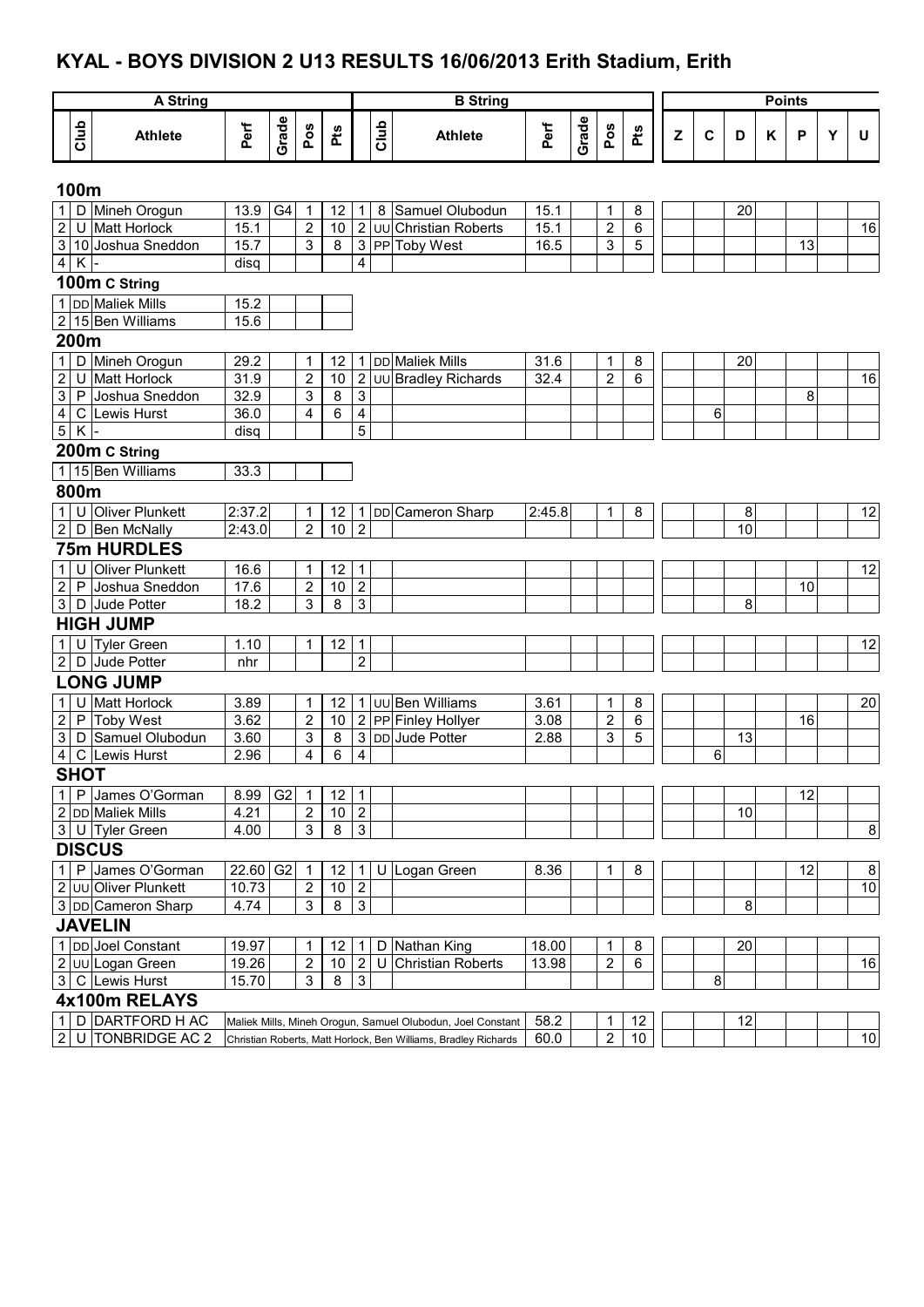# KYAL - BOYS DIVISION 2 U13 RESULTS 16/06/2013 Erith Stadium, Erith

| | A String | | | | | | | B String | | | | | | Points | | | | | | |
|---|---|---|---|---|---|---|---|---|---|---|---|---|---|---|---|---|---|---|---|---|
| | Club | Athlete | Perf | Grade | Pos | Pts | | Club | Athlete | Perf | Grade | Pos | Pts | Z | C | D | K | P | Y | U |
| **100m** | | | | | | | | | | | | | | | | | | | | |
| 1 | D | Mineh Orogun | 13.9 | G4 | 1 | 12 | 1 | 8 | Samuel Olubodun | 15.1 | | 1 | 8 | | | 20 | | | | |
| 2 | U | Matt Horlock | 15.1 | | 2 | 10 | 2 | UU | Christian Roberts | 15.1 | | 2 | 6 | | | | | | | 16 |
| 3 | 10 | Joshua Sneddon | 15.7 | | 3 | 8 | 3 | PP | Toby West | 16.5 | | 3 | 5 | | | | | 13 | | |
| 4 | K | - | disq | | | | 4 | | | | | | | | | | | | | |
| **100m C String** | | | | | | | | | | | | | | | | | | | | |
| 1 | DD | Maliek Mills | 15.2 | | | | | | | | | | | | | | | | | |
| 2 | 15 | Ben Williams | 15.6 | | | | | | | | | | | | | | | | | |
| **200m** | | | | | | | | | | | | | | | | | | | | |
| 1 | D | Mineh Orogun | 29.2 | | 1 | 12 | 1 | DD | Maliek Mills | 31.6 | | 1 | 8 | | | 20 | | | | |
| 2 | U | Matt Horlock | 31.9 | | 2 | 10 | 2 | UU | Bradley Richards | 32.4 | | 2 | 6 | | | | | | | 16 |
| 3 | P | Joshua Sneddon | 32.9 | | 3 | 8 | 3 | | | | | | | | | | | 8 | | |
| 4 | C | Lewis Hurst | 36.0 | | 4 | 6 | 4 | | | | | | | | 6 | | | | | |
| 5 | K | - | disq | | | | 5 | | | | | | | | | | | | | |
| **200m C String** | | | | | | | | | | | | | | | | | | | | |
| 1 | 15 | Ben Williams | 33.3 | | | | | | | | | | | | | | | | | |
| **800m** | | | | | | | | | | | | | | | | | | | | |
| 1 | U | Oliver Plunkett | 2:37.2 | | 1 | 12 | 1 | DD | Cameron Sharp | 2:45.8 | | 1 | 8 | | | 8 | | | | 12 |
| 2 | D | Ben McNally | 2:43.0 | | 2 | 10 | 2 | | | | | | | | | 10 | | | | |
| **75m HURDLES** | | | | | | | | | | | | | | | | | | | | |
| 1 | U | Oliver Plunkett | 16.6 | | 1 | 12 | 1 | | | | | | | | | | | | | 12 |
| 2 | P | Joshua Sneddon | 17.6 | | 2 | 10 | 2 | | | | | | | | | | | 10 | | |
| 3 | D | Jude Potter | 18.2 | | 3 | 8 | 3 | | | | | | | | | 8 | | | | |
| **HIGH JUMP** | | | | | | | | | | | | | | | | | | | | |
| 1 | U | Tyler Green | 1.10 | | 1 | 12 | 1 | | | | | | | | | | | | | 12 |
| 2 | D | Jude Potter | nhr | | | | 2 | | | | | | | | | | | | | |
| **LONG JUMP** | | | | | | | | | | | | | | | | | | | | |
| 1 | U | Matt Horlock | 3.89 | | 1 | 12 | 1 | UU | Ben Williams | 3.61 | | 1 | 8 | | | | | | | 20 |
| 2 | P | Toby West | 3.62 | | 2 | 10 | 2 | PP | Finley Hollyer | 3.08 | | 2 | 6 | | | | | 16 | | |
| 3 | D | Samuel Olubodun | 3.60 | | 3 | 8 | 3 | DD | Jude Potter | 2.88 | | 3 | 5 | | | 13 | | | | |
| 4 | C | Lewis Hurst | 2.96 | | 4 | 6 | 4 | | | | | | | | 6 | | | | | |
| **SHOT** | | | | | | | | | | | | | | | | | | | | |
| 1 | P | James O'Gorman | 8.99 | G2 | 1 | 12 | 1 | | | | | | | | | | | 12 | | |
| 2 | DD | Maliek Mills | 4.21 | | 2 | 10 | 2 | | | | | | | | | 10 | | | | |
| 3 | U | Tyler Green | 4.00 | | 3 | 8 | 3 | | | | | | | | | | | | | 8 |
| **DISCUS** | | | | | | | | | | | | | | | | | | | | |
| 1 | P | James O'Gorman | 22.60 | G2 | 1 | 12 | 1 | U | Logan Green | 8.36 | | 1 | 8 | | | | | 12 | | 8 |
| 2 | UU | Oliver Plunkett | 10.73 | | 2 | 10 | 2 | | | | | | | | | | | | | 10 |
| 3 | DD | Cameron Sharp | 4.74 | | 3 | 8 | 3 | | | | | | | | | 8 | | | | |
| **JAVELIN** | | | | | | | | | | | | | | | | | | | | |
| 1 | DD | Joel Constant | 19.97 | | 1 | 12 | 1 | D | Nathan King | 18.00 | | 1 | 8 | | | 20 | | | | |
| 2 | UU | Logan Green | 19.26 | | 2 | 10 | 2 | U | Christian Roberts | 13.98 | | 2 | 6 | | | | | | | 16 |
| 3 | C | Lewis Hurst | 15.70 | | 3 | 8 | 3 | | | | | | | | 8 | | | | | |
| **4x100m RELAYS** | | | | | | | | | | | | | | | | | | | | |
| 1 | D | DARTFORD H AC | Maliek Mills, Mineh Orogun, Samuel Olubodun, Joel Constant | | | | | | | 58.2 | | 1 | 12 | | | 12 | | | | |
| 2 | U | TONBRIDGE AC 2 | Christian Roberts, Matt Horlock, Ben Williams, Bradley Richards | | | | | | | 60.0 | | 2 | 10 | | | | | | | 10 |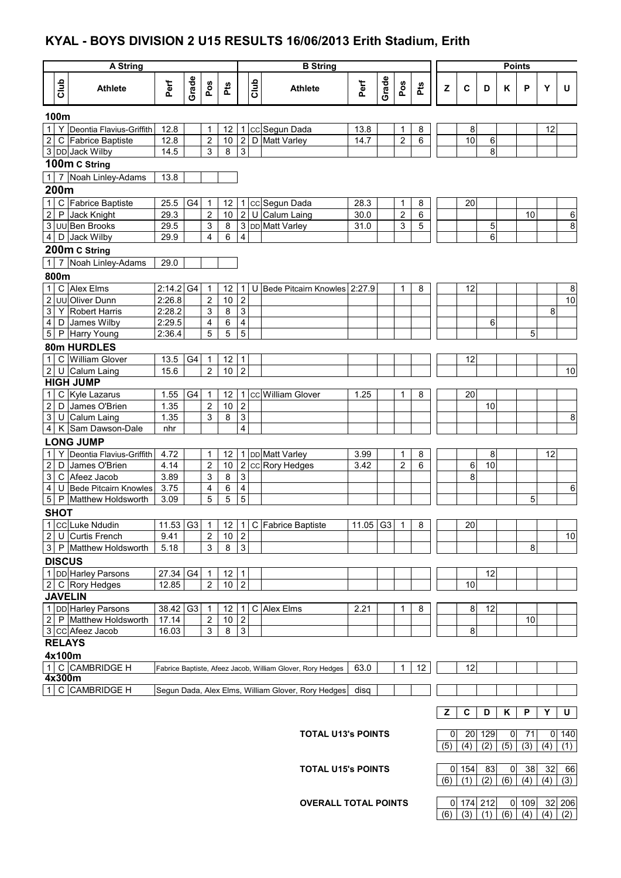# KYAL - BOYS DIVISION 2 U15 RESULTS 16/06/2013 Erith Stadium, Erith

| | A String | | | | | | | B String | | | | | | | Points | | | | | | |
|---|---|---|---|---|---|---|---|---|---|---|---|---|---|---|---|---|---|---|---|---|---|
| | Club | Athlete | Perf | Grade | Pos | Pts | | Club | Athlete | Perf | Grade | Pos | Pts | Z | C | D | K | P | Y | U |
| **100m** | | | | | | | | | | | | | | | | | | | | |
| 1 | Y | Deontia Flavius-Griffith | 12.8 | | 1 | 12 | 1 | cc | Segun Dada | 13.8 | | 1 | 8 | | 8 | | | | 12 | |
| 2 | C | Fabrice Baptiste | 12.8 | | 2 | 10 | 2 | D | Matt Varley | 14.7 | | 2 | 6 | | 10 | 6 | | | | |
| 3 | DD | Jack Wilby | 14.5 | | 3 | 8 | 3 | | | | | | | | | 8 | | | | |
| **100m C String** | | | | | | | | | | | | | | | | | | | | |
| 1 | 7 | Noah Linley-Adams | 13.8 | | | | | | | | | | | | | | | | | |
| **200m** | | | | | | | | | | | | | | | | | | | | |
| 1 | C | Fabrice Baptiste | 25.5 | G4 | 1 | 12 | 1 | cc | Segun Dada | 28.3 | | 1 | 8 | | 20 | | | | | |
| 2 | P | Jack Knight | 29.3 | | 2 | 10 | 2 | U | Calum Laing | 30.0 | | 2 | 6 | | | | | 10 | | 6 |
| 3 | UU | Ben Brooks | 29.5 | | 3 | 8 | 3 | DD | Matt Varley | 31.0 | | 3 | 5 | | | 5 | | | | 8 |
| 4 | D | Jack Wilby | 29.9 | | 4 | 6 | 4 | | | | | | | | | 6 | | | | |
| **200m C String** | | | | | | | | | | | | | | | | | | | | |
| 1 | 7 | Noah Linley-Adams | 29.0 | | | | | | | | | | | | | | | | | |
| **800m** | | | | | | | | | | | | | | | | | | | | |
| 1 | C | Alex Elms | 2:14.2 | G4 | 1 | 12 | 1 | U | Bede Pitcairn Knowles | 2:27.9 | | 1 | 8 | | 12 | | | | | 8 |
| 2 | UU | Oliver Dunn | 2:26.8 | | 2 | 10 | 2 | | | | | | | | | | | | | 10 |
| 3 | Y | Robert Harris | 2:28.2 | | 3 | 8 | 3 | | | | | | | | | | | | 8 | |
| 4 | D | James Wilby | 2:29.5 | | 4 | 6 | 4 | | | | | | | | | 6 | | | | |
| 5 | P | Harry Young | 2:36.4 | | 5 | 5 | 5 | | | | | | | | | | | 5 | | |
| **80m HURDLES** | | | | | | | | | | | | | | | | | | | | |
| 1 | C | William Glover | 13.5 | G4 | 1 | 12 | 1 | | | | | | | | 12 | | | | | |
| 2 | U | Calum Laing | 15.6 | | 2 | 10 | 2 | | | | | | | | | | | | | 10 |
| **HIGH JUMP** | | | | | | | | | | | | | | | | | | | | |
| 1 | C | Kyle Lazarus | 1.55 | G4 | 1 | 12 | 1 | cc | William Glover | 1.25 | | 1 | 8 | | 20 | | | | | |
| 2 | D | James O'Brien | 1.35 | | 2 | 10 | 2 | | | | | | | | | 10 | | | | |
| 3 | U | Calum Laing | 1.35 | | 3 | 8 | 3 | | | | | | | | | | | | | 8 |
| 4 | K | Sam Dawson-Dale | nhr | | | | 4 | | | | | | | | | | | | | |
| **LONG JUMP** | | | | | | | | | | | | | | | | | | | | |
| 1 | Y | Deontia Flavius-Griffith | 4.72 | | 1 | 12 | 1 | DD | Matt Varley | 3.99 | | 1 | 8 | | | 8 | | | 12 | |
| 2 | D | James O'Brien | 4.14 | | 2 | 10 | 2 | cc | Rory Hedges | 3.42 | | 2 | 6 | | 6 | 10 | | | | |
| 3 | C | Afeez Jacob | 3.89 | | 3 | 8 | 3 | | | | | | | | 8 | | | | | |
| 4 | U | Bede Pitcairn Knowles | 3.75 | | 4 | 6 | 4 | | | | | | | | | | | | | 6 |
| 5 | P | Matthew Holdsworth | 3.09 | | 5 | 5 | 5 | | | | | | | | | | | 5 | | |
| **SHOT** | | | | | | | | | | | | | | | | | | | | |
| 1 | CC | Luke Ndudin | 11.53 | G3 | 1 | 12 | 1 | C | Fabrice Baptiste | 11.05 | G3 | 1 | 8 | | 20 | | | | | |
| 2 | U | Curtis French | 9.41 | | 2 | 10 | 2 | | | | | | | | | | | | | 10 |
| 3 | P | Matthew Holdsworth | 5.18 | | 3 | 8 | 3 | | | | | | | | | | | 8 | | |
| **DISCUS** | | | | | | | | | | | | | | | | | | | | |
| 1 | DD | Harley Parsons | 27.34 | G4 | 1 | 12 | 1 | | | | | | | | | 12 | | | | |
| 2 | C | Rory Hedges | 12.85 | | 2 | 10 | 2 | | | | | | | | 10 | | | | | |
| **JAVELIN** | | | | | | | | | | | | | | | | | | | | |
| 1 | DD | Harley Parsons | 38.42 | G3 | 1 | 12 | 1 | C | Alex Elms | 2.21 | | 1 | 8 | | 8 | 12 | | | | |
| 2 | P | Matthew Holdsworth | 17.14 | | 2 | 10 | 2 | | | | | | | | | | | 10 | | |
| 3 | CC | Afeez Jacob | 16.03 | | 3 | 8 | 3 | | | | | | | | 8 | | | | | |
| **RELAYS** | | | | | | | | | | | | | | | | | | | | |
| **4x100m** | | | | | | | | | | | | | | | | | | | | |
| 1 | C | CAMBRIDGE H | Fabrice Baptiste, Afeez Jacob, William Glover, Rory Hedges | | | | | | | 63.0 | | 1 | 12 | | 12 | | | | | |
| **4x300m** | | | | | | | | | | | | | | | | | | | | |
| 1 | C | CAMBRIDGE H | Segun Dada, Alex Elms, William Glover, Rory Hedges | | | | | | | disq | | | | | | | | | | |

| | Z | C | D | K | P | Y | U |
|---|---|---|---|---|---|---|---|
| **TOTAL U13's POINTS** | 0 | 20 | 129 | 0 | 71 | 0 | 140 |
| | (5) | (4) | (2) | (5) | (3) | (4) | (1) |
| **TOTAL U15's POINTS** | 0 | 154 | 83 | 0 | 38 | 32 | 66 |
| | (6) | (1) | (2) | (6) | (4) | (4) | (3) |
| **OVERALL TOTAL POINTS** | 0 | 174 | 212 | 0 | 109 | 32 | 206 |
| | (6) | (3) | (1) | (6) | (4) | (4) | (2) |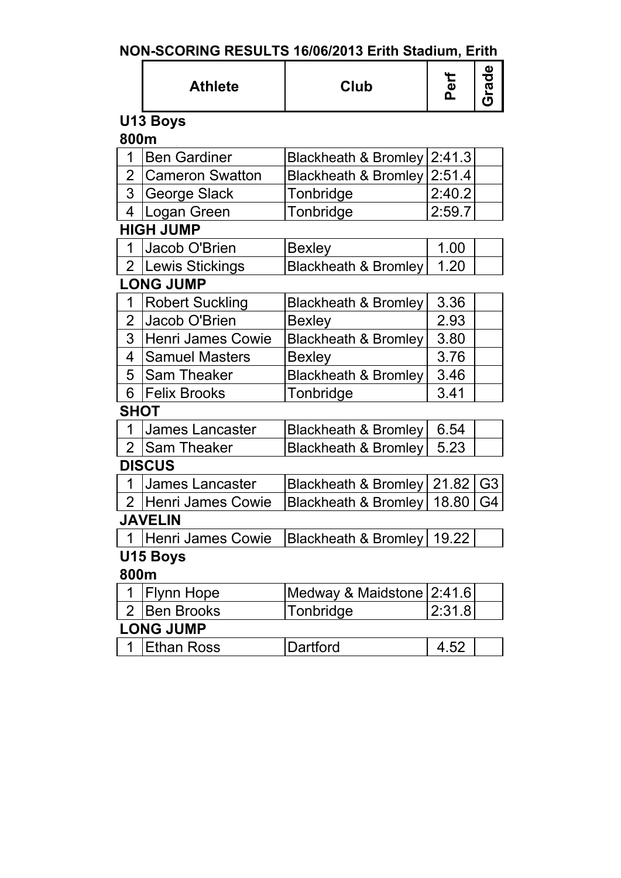# NON-SCORING RESULTS 16/06/2013 Erith Stadium, Erith

|  | Athlete | Club | Perf | Grade |
|---|---|---|---|---|

## U13 Boys

### 800m

|  | Athlete | Club | Perf | Grade |
|---|---|---|---|---|
| 1 | Ben Gardiner | Blackheath & Bromley | 2:41.3 | |
| 2 | Cameron Swatton | Blackheath & Bromley | 2:51.4 | |
| 3 | George Slack | Tonbridge | 2:40.2 | |
| 4 | Logan Green | Tonbridge | 2:59.7 | |

### HIGH JUMP

|  | Athlete | Club | Perf | Grade |
|---|---|---|---|---|
| 1 | Jacob O'Brien | Bexley | 1.00 | |
| 2 | Lewis Stickings | Blackheath & Bromley | 1.20 | |

### LONG JUMP

|  | Athlete | Club | Perf | Grade |
|---|---|---|---|---|
| 1 | Robert Suckling | Blackheath & Bromley | 3.36 | |
| 2 | Jacob O'Brien | Bexley | 2.93 | |
| 3 | Henri James Cowie | Blackheath & Bromley | 3.80 | |
| 4 | Samuel Masters | Bexley | 3.76 | |
| 5 | Sam Theaker | Blackheath & Bromley | 3.46 | |
| 6 | Felix Brooks | Tonbridge | 3.41 | |

### SHOT

|  | Athlete | Club | Perf | Grade |
|---|---|---|---|---|
| 1 | James Lancaster | Blackheath & Bromley | 6.54 | |
| 2 | Sam Theaker | Blackheath & Bromley | 5.23 | |

### DISCUS

|  | Athlete | Club | Perf | Grade |
|---|---|---|---|---|
| 1 | James Lancaster | Blackheath & Bromley | 21.82 | G3 |
| 2 | Henri James Cowie | Blackheath & Bromley | 18.80 | G4 |

### JAVELIN

|  | Athlete | Club | Perf | Grade |
|---|---|---|---|---|
| 1 | Henri James Cowie | Blackheath & Bromley | 19.22 | |

## U15 Boys

### 800m

|  | Athlete | Club | Perf | Grade |
|---|---|---|---|---|
| 1 | Flynn Hope | Medway & Maidstone | 2:41.6 | |
| 2 | Ben Brooks | Tonbridge | 2:31.8 | |

### LONG JUMP

|  | Athlete | Club | Perf | Grade |
|---|---|---|---|---|
| 1 | Ethan Ross | Dartford | 4.52 | |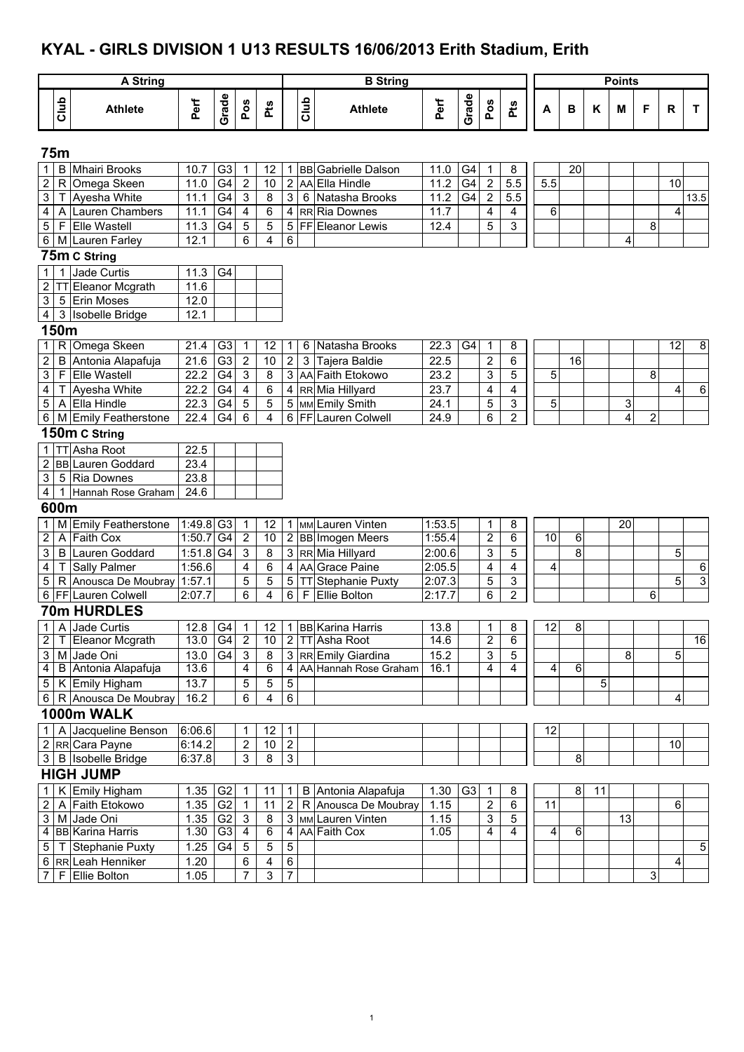# KYAL - GIRLS DIVISION 1 U13 RESULTS 16/06/2013 Erith Stadium, Erith

| | A String | | | | | | | B String | | | | | | Points | | | | | | |
|---|---|---|---|---|---|---|---|---|---|---|---|---|---|---|---|---|---|---|---|---|
| | Club | Athlete | Perf | Grade | Pos | Pts | | Club | Athlete | Perf | Grade | Pos | Pts | A | B | K | M | F | R | T |
| **75m** | | | | | | | | | | | | | | | | | | | | |
| 1 | B | Mhairi Brooks | 10.7 | G3 | 1 | 12 | 1 | BB | Gabrielle Dalson | 11.0 | G4 | 1 | 8 | | 20 | | | | | |
| 2 | R | Omega Skeen | 11.0 | G4 | 2 | 10 | 2 | AA | Ella Hindle | 11.2 | G4 | 2 | 5.5 | 5.5 | | | | | 10 | |
| 3 | T | Ayesha White | 11.1 | G4 | 3 | 8 | 3 | 6 | Natasha Brooks | 11.2 | G4 | 2 | 5.5 | | | | | | | 13.5 |
| 4 | A | Lauren Chambers | 11.1 | G4 | 4 | 6 | 4 | RR | Ria Downes | 11.7 | | 4 | 4 | 6 | | | | | 4 | |
| 5 | F | Elle Wastell | 11.3 | G4 | 5 | 5 | 5 | FF | Eleanor Lewis | 12.4 | | 5 | 3 | | | | | 8 | | |
| 6 | M | Lauren Farley | 12.1 | | 6 | 4 | 6 | | | | | | | | | | 4 | | | |
| **75m C String** | | | | | | | | | | | | | | | | | | | | |
| 1 | 1 | Jade Curtis | 11.3 | G4 | | | | | | | | | | | | | | | | |
| 2 | TT | Eleanor Mcgrath | 11.6 | | | | | | | | | | | | | | | | | |
| 3 | 5 | Erin Moses | 12.0 | | | | | | | | | | | | | | | | | |
| 4 | 3 | Isobelle Bridge | 12.1 | | | | | | | | | | | | | | | | | |
| **150m** | | | | | | | | | | | | | | | | | | | | |
| 1 | R | Omega Skeen | 21.4 | G3 | 1 | 12 | 1 | 6 | Natasha Brooks | 22.3 | G4 | 1 | 8 | | | | | | 12 | 8 |
| 2 | B | Antonia Alapafuja | 21.6 | G3 | 2 | 10 | 2 | 3 | Tajera Baldie | 22.5 | | 2 | 6 | | 16 | | | | | |
| 3 | F | Elle Wastell | 22.2 | G4 | 3 | 8 | 3 | AA | Faith Etokowo | 23.2 | | 3 | 5 | 5 | | | | 8 | | |
| 4 | T | Ayesha White | 22.2 | G4 | 4 | 6 | 4 | RR | Mia Hillyard | 23.7 | | 4 | 4 | | | | | | 4 | 6 |
| 5 | A | Ella Hindle | 22.3 | G4 | 5 | 5 | 5 | MM | Emily Smith | 24.1 | | 5 | 3 | 5 | | | 3 | | | |
| 6 | M | Emily Featherstone | 22.4 | G4 | 6 | 4 | 6 | FF | Lauren Colwell | 24.9 | | 6 | 2 | | | | 4 | 2 | | |
| **150m C String** | | | | | | | | | | | | | | | | | | | | |
| 1 | TT | Asha Root | 22.5 | | | | | | | | | | | | | | | | | |
| 2 | BB | Lauren Goddard | 23.4 | | | | | | | | | | | | | | | | | |
| 3 | 5 | Ria Downes | 23.8 | | | | | | | | | | | | | | | | | |
| 4 | 1 | Hannah Rose Graham | 24.6 | | | | | | | | | | | | | | | | | |
| **600m** | | | | | | | | | | | | | | | | | | | | |
| 1 | M | Emily Featherstone | 1:49.8 | G3 | 1 | 12 | 1 | MM | Lauren Vinten | 1:53.5 | | 1 | 8 | | | | 20 | | | |
| 2 | A | Faith Cox | 1:50.7 | G4 | 2 | 10 | 2 | BB | Imogen Meers | 1:55.4 | | 2 | 6 | 10 | 6 | | | | | |
| 3 | B | Lauren Goddard | 1:51.8 | G4 | 3 | 8 | 3 | RR | Mia Hillyard | 2:00.6 | | 3 | 5 | | 8 | | | | 5 | |
| 4 | T | Sally Palmer | 1:56.6 | | 4 | 6 | 4 | AA | Grace Paine | 2:05.5 | | 4 | 4 | 4 | | | | | | 6 |
| 5 | R | Anousca De Moubray | 1:57.1 | | 5 | 5 | 5 | TT | Stephanie Puxty | 2:07.3 | | 5 | 3 | | | | | | 5 | 3 |
| 6 | FF | Lauren Colwell | 2:07.7 | | 6 | 4 | 6 | F | Ellie Bolton | 2:17.7 | | 6 | 2 | | | | | 6 | | |
| **70m HURDLES** | | | | | | | | | | | | | | | | | | | | |
| 1 | A | Jade Curtis | 12.8 | G4 | 1 | 12 | 1 | BB | Karina Harris | 13.8 | | 1 | 8 | 12 | 8 | | | | | |
| 2 | T | Eleanor Mcgrath | 13.0 | G4 | 2 | 10 | 2 | TT | Asha Root | 14.6 | | 2 | 6 | | | | | | | 16 |
| 3 | M | Jade Oni | 13.0 | G4 | 3 | 8 | 3 | RR | Emily Giardina | 15.2 | | 3 | 5 | | | | 8 | | 5 | |
| 4 | B | Antonia Alapafuja | 13.6 | | 4 | 6 | 4 | AA | Hannah Rose Graham | 16.1 | | 4 | 4 | 4 | 6 | | | | | |
| 5 | K | Emily Higham | 13.7 | | 5 | 5 | 5 | | | | | | | | | 5 | | | | |
| 6 | R | Anousca De Moubray | 16.2 | | 6 | 4 | 6 | | | | | | | | | | | | 4 | |
| **1000m WALK** | | | | | | | | | | | | | | | | | | | | |
| 1 | A | Jacqueline Benson | 6:06.6 | | 1 | 12 | 1 | | | | | | | 12 | | | | | | |
| 2 | RR | Cara Payne | 6:14.2 | | 2 | 10 | 2 | | | | | | | | | | | | 10 | |
| 3 | B | Isobelle Bridge | 6:37.8 | | 3 | 8 | 3 | | | | | | | | 8 | | | | | |
| **HIGH JUMP** | | | | | | | | | | | | | | | | | | | | |
| 1 | K | Emily Higham | 1.35 | G2 | 1 | 11 | 1 | B | Antonia Alapafuja | 1.30 | G3 | 1 | 8 | | 8 | 11 | | | | |
| 2 | A | Faith Etokowo | 1.35 | G2 | 1 | 11 | 2 | R | Anousca De Moubray | 1.15 | | 2 | 6 | 11 | | | | | 6 | |
| 3 | M | Jade Oni | 1.35 | G2 | 3 | 8 | 3 | MM | Lauren Vinten | 1.15 | | 3 | 5 | | | | 13 | | | |
| 4 | BB | Karina Harris | 1.30 | G3 | 4 | 6 | 4 | AA | Faith Cox | 1.05 | | 4 | 4 | 4 | 6 | | | | | |
| 5 | T | Stephanie Puxty | 1.25 | G4 | 5 | 5 | 5 | | | | | | | | | | | | | 5 |
| 6 | RR | Leah Henniker | 1.20 | | 6 | 4 | 6 | | | | | | | | | | | | 4 | |
| 7 | F | Ellie Bolton | 1.05 | | 7 | 3 | 7 | | | | | | | | | | | 3 | | |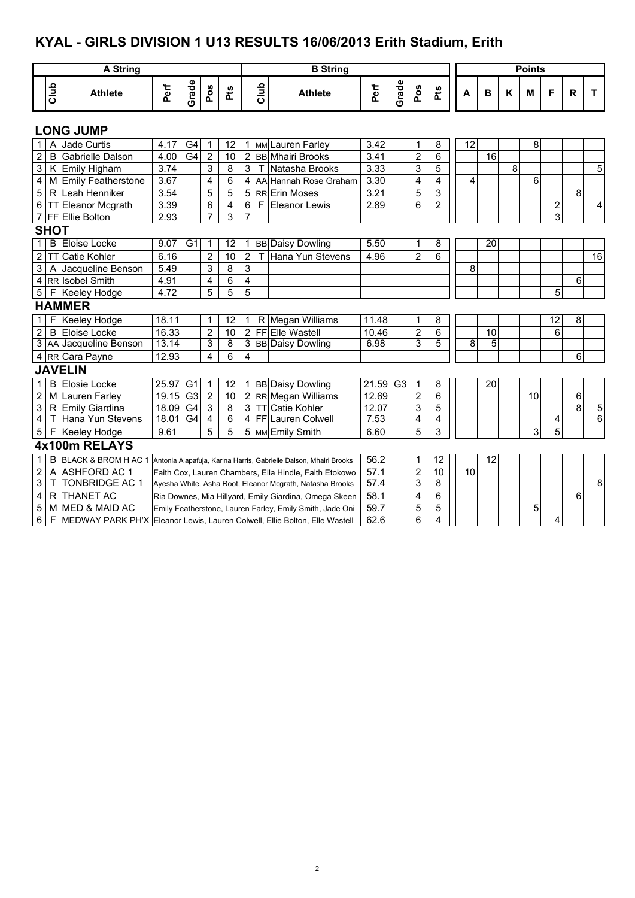# KYAL - GIRLS DIVISION 1 U13 RESULTS 16/06/2013 Erith Stadium, Erith

| A String | | | | | | | B String | | | | | | | Points | | | | | | |
|---|---|---|---|---|---|---|---|---|---|---|---|---|---|---|---|---|---|---|---|---|
| | Club | Athlete | Perf | Grade | Pos | Pts | | Club | Athlete | Perf | Grade | Pos | Pts | A | B | K | M | F | R | T |
| **LONG JUMP** | | | | | | | | | | | | | | | | | | | | |
| 1 | A | Jade Curtis | 4.17 | G4 | 1 | 12 | 1 | MM | Lauren Farley | 3.42 | | 1 | 8 | 12 | | | 8 | | | |
| 2 | B | Gabrielle Dalson | 4.00 | G4 | 2 | 10 | 2 | BB | Mhairi Brooks | 3.41 | | 2 | 6 | | 16 | | | | | |
| 3 | K | Emily Higham | 3.74 | | 3 | 8 | 3 | T | Natasha Brooks | 3.33 | | 3 | 5 | | | 8 | | | | 5 |
| 4 | M | Emily Featherstone | 3.67 | | 4 | 6 | 4 | AA | Hannah Rose Graham | 3.30 | | 4 | 4 | 4 | | | 6 | | | |
| 5 | R | Leah Henniker | 3.54 | | 5 | 5 | 5 | RR | Erin Moses | 3.21 | | 5 | 3 | | | | | | 8 | |
| 6 | TT | Eleanor Mcgrath | 3.39 | | 6 | 4 | 6 | F | Eleanor Lewis | 2.89 | | 6 | 2 | | | | | 2 | | 4 |
| 7 | FF | Ellie Bolton | 2.93 | | 7 | 3 | 7 | | | | | | | | | | | 3 | | |
| **SHOT** | | | | | | | | | | | | | | | | | | | | |
| 1 | B | Eloise Locke | 9.07 | G1 | 1 | 12 | 1 | BB | Daisy Dowling | 5.50 | | 1 | 8 | | 20 | | | | | |
| 2 | TT | Catie Kohler | 6.16 | | 2 | 10 | 2 | T | Hana Yun Stevens | 4.96 | | 2 | 6 | | | | | | | 16 |
| 3 | A | Jacqueline Benson | 5.49 | | 3 | 8 | 3 | | | | | | | 8 | | | | | | |
| 4 | RR | Isobel Smith | 4.91 | | 4 | 6 | 4 | | | | | | | | | | | | 6 | |
| 5 | F | Keeley Hodge | 4.72 | | 5 | 5 | 5 | | | | | | | | | | | 5 | | |
| **HAMMER** | | | | | | | | | | | | | | | | | | | | |
| 1 | F | Keeley Hodge | 18.11 | | 1 | 12 | 1 | R | Megan Williams | 11.48 | | 1 | 8 | | | | | 12 | 8 | |
| 2 | B | Eloise Locke | 16.33 | | 2 | 10 | 2 | FF | Elle Wastell | 10.46 | | 2 | 6 | | 10 | | | 6 | | |
| 3 | AA | Jacqueline Benson | 13.14 | | 3 | 8 | 3 | BB | Daisy Dowling | 6.98 | | 3 | 5 | 8 | 5 | | | | | |
| 4 | RR | Cara Payne | 12.93 | | 4 | 6 | 4 | | | | | | | | | | | | 6 | |
| **JAVELIN** | | | | | | | | | | | | | | | | | | | | |
| 1 | B | Elosie Locke | 25.97 | G1 | 1 | 12 | 1 | BB | Daisy Dowling | 21.59 | G3 | 1 | 8 | | 20 | | | | | |
| 2 | M | Lauren Farley | 19.15 | G3 | 2 | 10 | 2 | RR | Megan Williams | 12.69 | | 2 | 6 | | | | 10 | | 6 | |
| 3 | R | Emily Giardina | 18.09 | G4 | 3 | 8 | 3 | TT | Catie Kohler | 12.07 | | 3 | 5 | | | | | | 8 | 5 |
| 4 | T | Hana Yun Stevens | 18.01 | G4 | 4 | 6 | 4 | FF | Lauren Colwell | 7.53 | | 4 | 4 | | | | | 4 | | 6 |
| 5 | F | Keeley Hodge | 9.61 | | 5 | 5 | 5 | MM | Emily Smith | 6.60 | | 5 | 3 | | | | 3 | 5 | | |
| **4x100m RELAYS** | | | | | | | | | | | | | | | | | | | | |
| 1 | B | BLACK & BROM H AC 1 | Antonia Alapafuja, Karina Harris, Gabrielle Dalson, Mhairi Brooks | | | | | | | 56.2 | | 1 | 12 | | 12 | | | | | |
| 2 | A | ASHFORD AC 1 | Faith Cox, Lauren Chambers, Ella Hindle, Faith Etokowo | | | | | | | 57.1 | | 2 | 10 | 10 | | | | | | |
| 3 | T | TONBRIDGE AC 1 | Ayesha White, Asha Root, Eleanor Mcgrath, Natasha Brooks | | | | | | | 57.4 | | 3 | 8 | | | | | | | 8 |
| 4 | R | THANET AC | Ria Downes, Mia Hillyard, Emily Giardina, Omega Skeen | | | | | | | 58.1 | | 4 | 6 | | | | | | 6 | |
| 5 | M | MED & MAID AC | Emily Featherstone, Lauren Farley, Emily Smith, Jade Oni | | | | | | | 59.7 | | 5 | 5 | | | | 5 | | | |
| 6 | F | MEDWAY PARK PH'X | Eleanor Lewis, Lauren Colwell, Ellie Bolton, Elle Wastell | | | | | | | 62.6 | | 6 | 4 | | | | | 4 | | |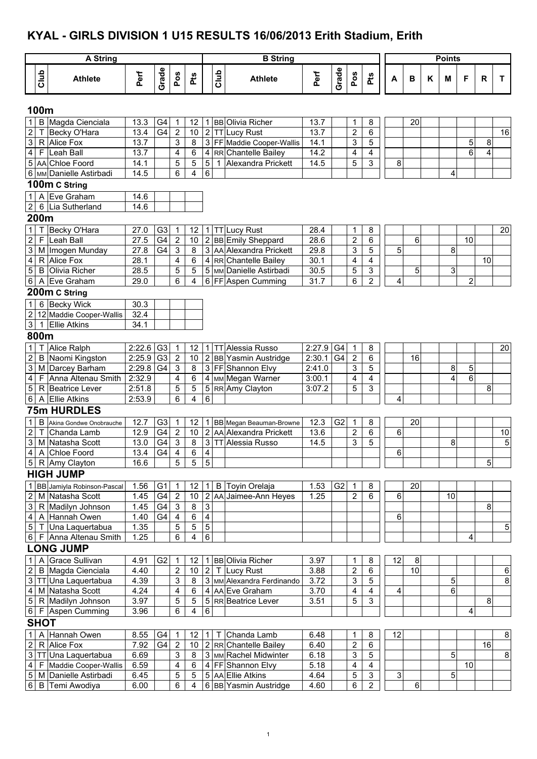# KYAL - GIRLS DIVISION 1 U15 RESULTS 16/06/2013 Erith Stadium, Erith

## 100m

| | A String | | | | | | | B String | | | | | | | Points | | | | | | |
|---|---|---|---|---|---|---|---|---|---|---|---|---|---|---|---|---|---|---|---|---|---|
| | Club | Athlete | Perf | Grade | Pos | Pts | | Club | Athlete | Perf | Grade | Pos | Pts | A | B | K | M | F | R | T |
| 1 | B | Magda Cienciala | 13.3 | G4 | 1 | 12 | 1 | BB | Olivia Richer | 13.7 | | 1 | 8 | | 20 | | | | | |
| 2 | T | Becky O'Hara | 13.4 | G4 | 2 | 10 | 2 | TT | Lucy Rust | 13.7 | | 2 | 6 | | | | | | | 16 |
| 3 | R | Alice Fox | 13.7 | | 3 | 8 | 3 | FF | Maddie Cooper-Wallis | 14.1 | | 3 | 5 | | | | | 5 | 8 | |
| 4 | F | Leah Ball | 13.7 | | 4 | 6 | 4 | RR | Chantelle Bailey | 14.2 | | 4 | 4 | | | | | 6 | 4 | |
| 5 | AA | Chloe Foord | 14.1 | | 5 | 5 | 5 | 1 | Alexandra Prickett | 14.5 | | 5 | 3 | 8 | | | | | | |
| 6 | MM | Danielle Astirbadi | 14.5 | | 6 | 4 | 6 | | | | | | | | | | 4 | | | |

## 100m C String

| | Club | Athlete | Perf | Grade | Pos | Pts |
|---|---|---|---|---|---|---|
| 1 | A | Eve Graham | 14.6 | | | |
| 2 | 6 | Lia Sutherland | 14.6 | | | |

## 200m

| | Club | Athlete | Perf | Grade | Pos | Pts | | Club | Athlete | Perf | Grade | Pos | Pts | A | B | K | M | F | R | T |
|---|---|---|---|---|---|---|---|---|---|---|---|---|---|---|---|---|---|---|---|---|
| 1 | T | Becky O'Hara | 27.0 | G3 | 1 | 12 | 1 | TT | Lucy Rust | 28.4 | | 1 | 8 | | | | | | | 20 |
| 2 | F | Leah Ball | 27.5 | G4 | 2 | 10 | 2 | BB | Emily Sheppard | 28.6 | | 2 | 6 | | 6 | | | 10 | | |
| 3 | M | Imogen Munday | 27.8 | G4 | 3 | 8 | 3 | AA | Alexandra Prickett | 29.8 | | 3 | 5 | 5 | | | 8 | | | |
| 4 | R | Alice Fox | 28.1 | | 4 | 6 | 4 | RR | Chantelle Bailey | 30.1 | | 4 | 4 | | | | | | 10 | |
| 5 | B | Olivia Richer | 28.5 | | 5 | 5 | 5 | MM | Danielle Astirbadi | 30.5 | | 5 | 3 | | 5 | | 3 | | | |
| 6 | A | Eve Graham | 29.0 | | 6 | 4 | 6 | FF | Aspen Cumming | 31.7 | | 6 | 2 | 4 | | | | 2 | | |

## 200m C String

| | Club | Athlete | Perf | Grade | Pos | Pts |
|---|---|---|---|---|---|---|
| 1 | 6 | Becky Wick | 30.3 | | | |
| 2 | 12 | Maddie Cooper-Wallis | 32.4 | | | |
| 3 | 1 | Ellie Atkins | 34.1 | | | |

## 800m

| | Club | Athlete | Perf | Grade | Pos | Pts | | Club | Athlete | Perf | Grade | Pos | Pts | A | B | K | M | F | R | T |
|---|---|---|---|---|---|---|---|---|---|---|---|---|---|---|---|---|---|---|---|---|
| 1 | T | Alice Ralph | 2:22.6 | G3 | 1 | 12 | 1 | TT | Alessia Russo | 2:27.9 | G4 | 1 | 8 | | | | | | | 20 |
| 2 | B | Naomi Kingston | 2:25.9 | G3 | 2 | 10 | 2 | BB | Yasmin Austridge | 2:30.1 | G4 | 2 | 6 | | 16 | | | | | |
| 3 | M | Darcey Barham | 2:29.8 | G4 | 3 | 8 | 3 | FF | Shannon Elvy | 2:41.0 | | 3 | 5 | | | | 8 | 5 | | |
| 4 | F | Anna Altenau Smith | 2:32.9 | | 4 | 6 | 4 | MM | Megan Warner | 3:00.1 | | 4 | 4 | | | | 4 | 6 | | |
| 5 | R | Beatrice Lever | 2:51.8 | | 5 | 5 | 5 | RR | Amy Clayton | 3:07.2 | | 5 | 3 | | | | | | 8 | |
| 6 | A | Ellie Atkins | 2:53.9 | | 6 | 4 | 6 | | | | | | | 4 | | | | | | |

## 75m HURDLES

| | Club | Athlete | Perf | Grade | Pos | Pts | | Club | Athlete | Perf | Grade | Pos | Pts | A | B | K | M | F | R | T |
|---|---|---|---|---|---|---|---|---|---|---|---|---|---|---|---|---|---|---|---|---|
| 1 | B | Akina Gondwe Onobrauche | 12.7 | G3 | 1 | 12 | 1 | BB | Megan Beauman-Browne | 12.3 | G2 | 1 | 8 | | 20 | | | | | |
| 2 | T | Chanda Lamb | 12.9 | G4 | 2 | 10 | 2 | AA | Alexandra Prickett | 13.6 | | 2 | 6 | 6 | | | | | | 10 |
| 3 | M | Natasha Scott | 13.0 | G4 | 3 | 8 | 3 | TT | Alessia Russo | 14.5 | | 3 | 5 | | | | 8 | | | 5 |
| 4 | A | Chloe Foord | 13.4 | G4 | 4 | 6 | 4 | | | | | | | 6 | | | | | | |
| 5 | R | Amy Clayton | 16.6 | | 5 | 5 | 5 | | | | | | | | | | | | 5 | |

## HIGH JUMP

| | Club | Athlete | Perf | Grade | Pos | Pts | | Club | Athlete | Perf | Grade | Pos | Pts | A | B | K | M | F | R | T |
|---|---|---|---|---|---|---|---|---|---|---|---|---|---|---|---|---|---|---|---|---|
| 1 | BB | Jamiyla Robinson-Pascal | 1.56 | G1 | 1 | 12 | 1 | B | Toyin Orelaja | 1.53 | G2 | 1 | 8 | | 20 | | | | | |
| 2 | M | Natasha Scott | 1.45 | G4 | 2 | 10 | 2 | AA | Jaimee-Ann Heyes | 1.25 | | 2 | 6 | 6 | | | 10 | | | |
| 3 | R | Madilyn Johnson | 1.45 | G4 | 3 | 8 | 3 | | | | | | | | | | | | 8 | |
| 4 | A | Hannah Owen | 1.40 | G4 | 4 | 6 | 4 | | | | | | | 6 | | | | | | |
| 5 | T | Una Laquertabua | 1.35 | | 5 | 5 | 5 | | | | | | | | | | | | | 5 |
| 6 | F | Anna Altenau Smith | 1.25 | | 6 | 4 | 6 | | | | | | | | | | | 4 | | |

## LONG JUMP

| | Club | Athlete | Perf | Grade | Pos | Pts | | Club | Athlete | Perf | Grade | Pos | Pts | A | B | K | M | F | R | T |
|---|---|---|---|---|---|---|---|---|---|---|---|---|---|---|---|---|---|---|---|---|
| 1 | A | Grace Sullivan | 4.91 | G2 | 1 | 12 | 1 | BB | Olivia Richer | 3.97 | | 1 | 8 | 12 | 8 | | | | | |
| 2 | B | Magda Cienciala | 4.40 | | 2 | 10 | 2 | T | Lucy Rust | 3.88 | | 2 | 6 | | 10 | | | | | 6 |
| 3 | TT | Una Laquertabua | 4.39 | | 3 | 8 | 3 | MM | Alexandra Ferdinando | 3.72 | | 3 | 5 | | | | 5 | | | 8 |
| 4 | M | Natasha Scott | 4.24 | | 4 | 6 | 4 | AA | Eve Graham | 3.70 | | 4 | 4 | 4 | | | 6 | | | |
| 5 | R | Madilyn Johnson | 3.97 | | 5 | 5 | 5 | RR | Beatrice Lever | 3.51 | | 5 | 3 | | | | | | 8 | |
| 6 | F | Aspen Cumming | 3.96 | | 6 | 4 | 6 | | | | | | | | | | | 4 | | |

## SHOT

| | Club | Athlete | Perf | Grade | Pos | Pts | | Club | Athlete | Perf | Grade | Pos | Pts | A | B | K | M | F | R | T |
|---|---|---|---|---|---|---|---|---|---|---|---|---|---|---|---|---|---|---|---|---|
| 1 | A | Hannah Owen | 8.55 | G4 | 1 | 12 | 1 | T | Chanda Lamb | 6.48 | | 1 | 8 | 12 | | | | | | 8 |
| 2 | R | Alice Fox | 7.92 | G4 | 2 | 10 | 2 | RR | Chantelle Bailey | 6.40 | | 2 | 6 | | | | | | 16 | |
| 3 | TT | Una Laquertabua | 6.69 | | 3 | 8 | 3 | MM | Rachel Midwinter | 6.18 | | 3 | 5 | | | | 5 | | | 8 |
| 4 | F | Maddie Cooper-Wallis | 6.59 | | 4 | 6 | 4 | FF | Shannon Elvy | 5.18 | | 4 | 4 | | | | | 10 | | |
| 5 | M | Danielle Astirbadi | 6.45 | | 5 | 5 | 5 | AA | Ellie Atkins | 4.64 | | 5 | 3 | 3 | | | 5 | | | |
| 6 | B | Temi Awodiya | 6.00 | | 6 | 4 | 6 | BB | Yasmin Austridge | 4.60 | | 6 | 2 | | 6 | | | | | |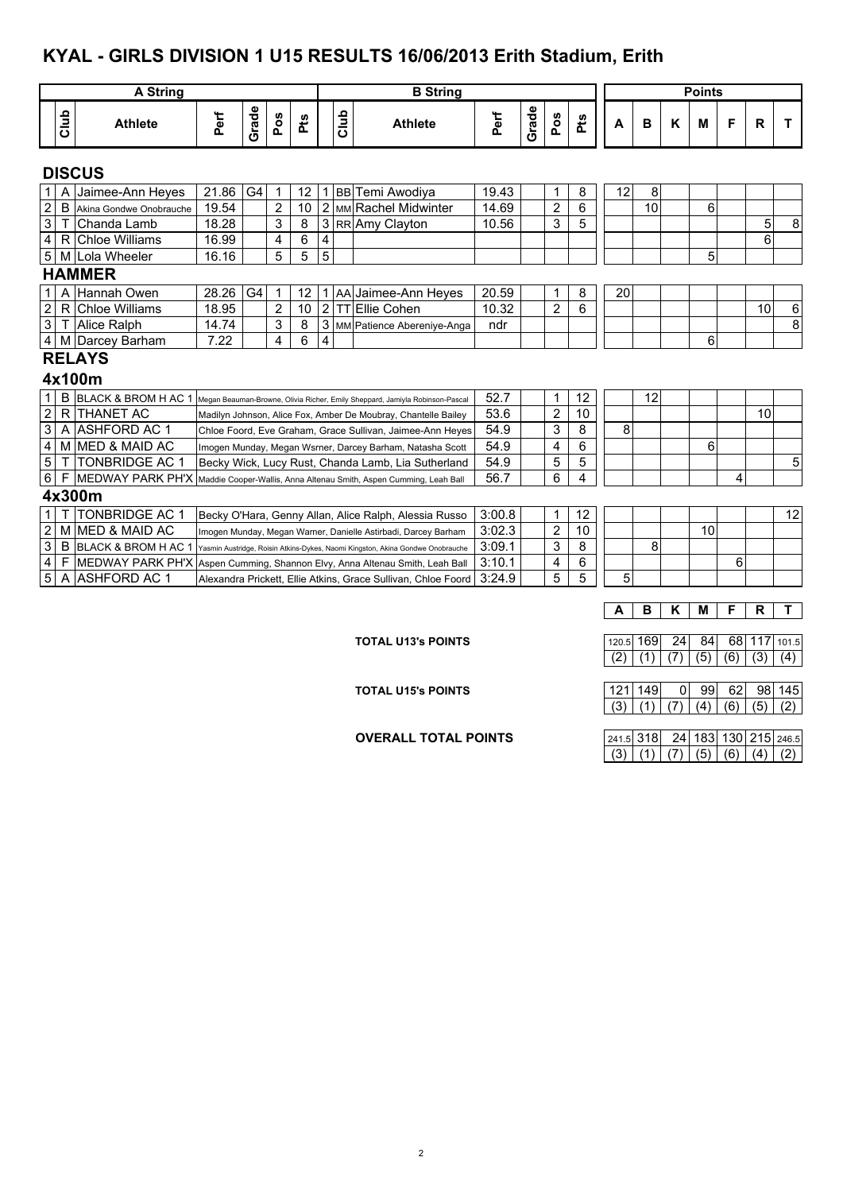# KYAL - GIRLS DIVISION 1 U15 RESULTS 16/06/2013 Erith Stadium, Erith

| | A String | | | | | | | B String | | | | | | | Points | | | | | | |
|---|---|---|---|---|---|---|---|---|---|---|---|---|---|---|---|---|---|---|---|---|---|
| | Club | Athlete | Perf | Grade | Pos | Pts | | Club | Athlete | Perf | Grade | Pos | Pts | A | B | K | M | F | R | T |
| **DISCUS** | | | | | | | | | | | | | | | | | | | | |
| 1 | A | Jaimee-Ann Heyes | 21.86 | G4 | 1 | 12 | 1 | BB | Temi Awodiya | 19.43 | | 1 | 8 | 12 | 8 | | | | | |
| 2 | B | Akina Gondwe Onobrauche | 19.54 | | 2 | 10 | 2 | MM | Rachel Midwinter | 14.69 | | 2 | 6 | | 10 | | 6 | | | |
| 3 | T | Chanda Lamb | 18.28 | | 3 | 8 | 3 | RR | Amy Clayton | 10.56 | | 3 | 5 | | | | | | 5 | 8 |
| 4 | R | Chloe Williams | 16.99 | | 4 | 6 | 4 | | | | | | | | | | | | 6 | |
| 5 | M | Lola Wheeler | 16.16 | | 5 | 5 | 5 | | | | | | | | | | 5 | | | |
| **HAMMER** | | | | | | | | | | | | | | | | | | | | |
| 1 | A | Hannah Owen | 28.26 | G4 | 1 | 12 | 1 | AA | Jaimee-Ann Heyes | 20.59 | | 1 | 8 | 20 | | | | | | |
| 2 | R | Chloe Williams | 18.95 | | 2 | 10 | 2 | TT | Ellie Cohen | 10.32 | | 2 | 6 | | | | | | 10 | 6 |
| 3 | T | Alice Ralph | 14.74 | | 3 | 8 | 3 | MM | Patience Abereniye-Anga | ndr | | | | | | | | | | 8 |
| 4 | M | Darcey Barham | 7.22 | | 4 | 6 | 4 | | | | | | | | | | 6 | | | |
| **RELAYS** | | | | | | | | | | | | | | | | | | | | |
| **4x100m** | | | | | | | | | | | | | | | | | | | | |
| 1 | B | BLACK & BROM H AC 1 | | | | | | | Megan Beauman-Browne, Olivia Richer, Emily Sheppard, Jamiyla Robinson-Pascal | 52.7 | | 1 | 12 | | 12 | | | | | |
| 2 | R | THANET AC | | | | | | | Madilyn Johnson, Alice Fox, Amber De Moubray, Chantelle Bailey | 53.6 | | 2 | 10 | | | | | | 10 | |
| 3 | A | ASHFORD AC 1 | | | | | | | Chloe Foord, Eve Graham, Grace Sullivan, Jaimee-Ann Heyes | 54.9 | | 3 | 8 | 8 | | | | | | |
| 4 | M | MED & MAID AC | | | | | | | Imogen Munday, Megan Wsrner, Darcey Barham, Natasha Scott | 54.9 | | 4 | 6 | | | | 6 | | | |
| 5 | T | TONBRIDGE AC 1 | | | | | | | Becky Wick, Lucy Rust, Chanda Lamb, Lia Sutherland | 54.9 | | 5 | 5 | | | | | | | 5 |
| 6 | F | MEDWAY PARK PH'X | | | | | | | Maddie Cooper-Wallis, Anna Altenau Smith, Aspen Cumming, Leah Ball | 56.7 | | 6 | 4 | | | | | 4 | | |
| **4x300m** | | | | | | | | | | | | | | | | | | | | |
| 1 | T | TONBRIDGE AC 1 | | | | | | | Becky O'Hara, Genny Allan, Alice Ralph, Alessia Russo | 3:00.8 | | 1 | 12 | | | | | | | 12 |
| 2 | M | MED & MAID AC | | | | | | | Imogen Munday, Megan Warner, Danielle Astirbadi, Darcey Barham | 3:02.3 | | 2 | 10 | | | | 10 | | | |
| 3 | B | BLACK & BROM H AC 1 | | | | | | | Yasmin Austridge, Roisin Atkins-Dykes, Naomi Kingston, Akina Gondwe Onobrauche | 3:09.1 | | 3 | 8 | | 8 | | | | | |
| 4 | F | MEDWAY PARK PH'X | | | | | | | Aspen Cumming, Shannon Elvy, Anna Altenau Smith, Leah Ball | 3:10.1 | | 4 | 6 | | | | | 6 | | |
| 5 | A | ASHFORD AC 1 | | | | | | | Alexandra Prickett, Ellie Atkins, Grace Sullivan, Chloe Foord | 3:24.9 | | 5 | 5 | 5 | | | | | | |

| | A | B | K | M | F | R | T |
|---|---|---|---|---|---|---|---|
| **TOTAL U13's POINTS** | 120.5 | 169 | 24 | 84 | 68 | 117 | 101.5 |
| | (2) | (1) | (7) | (5) | (6) | (3) | (4) |
| **TOTAL U15's POINTS** | 121 | 149 | 0 | 99 | 62 | 98 | 145 |
| | (3) | (1) | (7) | (4) | (6) | (5) | (2) |
| **OVERALL TOTAL POINTS** | 241.5 | 318 | 24 | 183 | 130 | 215 | 246.5 |
| | (3) | (1) | (7) | (5) | (6) | (4) | (2) |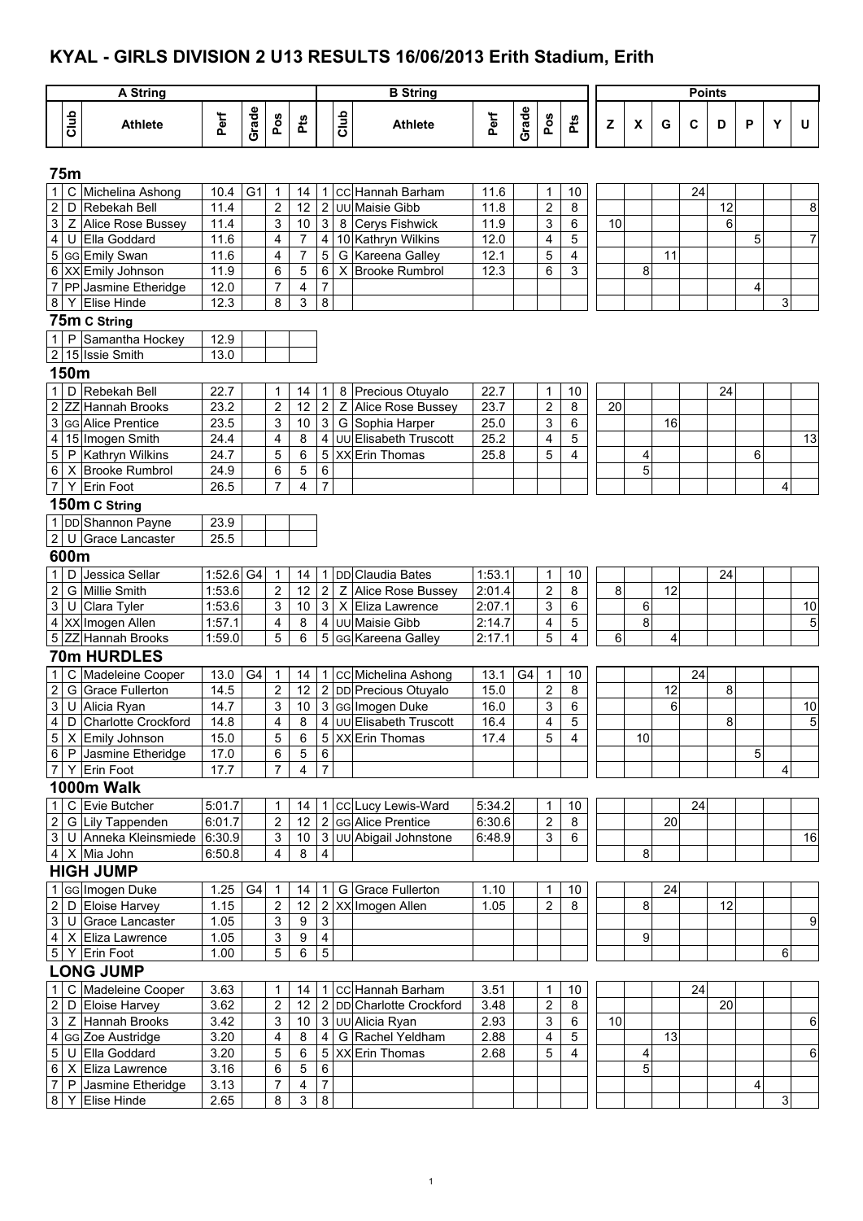# KYAL - GIRLS DIVISION 2 U13 RESULTS 16/06/2013 Erith Stadium, Erith

| A String | | | | | | | B String | | | | | | | Points | | | | | | | |
|---|---|---|---|---|---|---|---|---|---|---|---|---|---|---|---|---|---|---|---|---|---|
| | Club | Athlete | Perf | Grade | Pos | Pts | | Club | Athlete | Perf | Grade | Pos | Pts | Z | X | G | C | D | P | Y | U |
| **75m** | | | | | | | | | | | | | | | | | | | | | |
| 1 | C | Michelina Ashong | 10.4 | G1 | 1 | 14 | 1 | CC | Hannah Barham | 11.6 | | 1 | 10 | | | | 24 | | | | |
| 2 | D | Rebekah Bell | 11.4 | | 2 | 12 | 2 | UU | Maisie Gibb | 11.8 | | 2 | 8 | | | | | 12 | | | 8 |
| 3 | Z | Alice Rose Bussey | 11.4 | | 3 | 10 | 3 | 8 | Cerys Fishwick | 11.9 | | 3 | 6 | 10 | | | | 6 | | | |
| 4 | U | Ella Goddard | 11.6 | | 4 | 7 | 4 | 10 | Kathryn Wilkins | 12.0 | | 4 | 5 | | | | | | 5 | | 7 |
| 5 | GG | Emily Swan | 11.6 | | 4 | 7 | 5 | G | Kareena Galley | 12.1 | | 5 | 4 | | | 11 | | | | | |
| 6 | XX | Emily Johnson | 11.9 | | 6 | 5 | 6 | X | Brooke Rumbrol | 12.3 | | 6 | 3 | | 8 | | | | | | |
| 7 | PP | Jasmine Etheridge | 12.0 | | 7 | 4 | 7 | | | | | | | | | | | | 4 | | |
| 8 | Y | Elise Hinde | 12.3 | | 8 | 3 | 8 | | | | | | | | | | | | | 3 | |
| **75m C String** | | | | | | | | | | | | | | | | | | | | | |
| 1 | P | Samantha Hockey | 12.9 | | | | | | | | | | | | | | | | | | |
| 2 | 15 | Issie Smith | 13.0 | | | | | | | | | | | | | | | | | | |
| **150m** | | | | | | | | | | | | | | | | | | | | | |
| 1 | D | Rebekah Bell | 22.7 | | 1 | 14 | 1 | 8 | Precious Otuyalo | 22.7 | | 1 | 10 | | | | | 24 | | | |
| 2 | ZZ | Hannah Brooks | 23.2 | | 2 | 12 | 2 | Z | Alice Rose Bussey | 23.7 | | 2 | 8 | 20 | | | | | | | |
| 3 | GG | Alice Prentice | 23.5 | | 3 | 10 | 3 | G | Sophia Harper | 25.0 | | 3 | 6 | | | 16 | | | | | |
| 4 | 15 | Imogen Smith | 24.4 | | 4 | 8 | 4 | UU | Elisabeth Truscott | 25.2 | | 4 | 5 | | | | | | | | 13 |
| 5 | P | Kathryn Wilkins | 24.7 | | 5 | 6 | 5 | XX | Erin Thomas | 25.8 | | 5 | 4 | | 4 | | | | 6 | | |
| 6 | X | Brooke Rumbrol | 24.9 | | 6 | 5 | 6 | | | | | | | | 5 | | | | | | |
| 7 | Y | Erin Foot | 26.5 | | 7 | 4 | 7 | | | | | | | | | | | | | 4 | |
| **150m C String** | | | | | | | | | | | | | | | | | | | | | |
| 1 | DD | Shannon Payne | 23.9 | | | | | | | | | | | | | | | | | | |
| 2 | U | Grace Lancaster | 25.5 | | | | | | | | | | | | | | | | | | |
| **600m** | | | | | | | | | | | | | | | | | | | | | |
| 1 | D | Jessica Sellar | 1:52.6 | G4 | 1 | 14 | 1 | DD | Claudia Bates | 1:53.1 | | 1 | 10 | | | | | 24 | | | |
| 2 | G | Millie Smith | 1:53.6 | | 2 | 12 | 2 | Z | Alice Rose Bussey | 2:01.4 | | 2 | 8 | 8 | | 12 | | | | | |
| 3 | U | Clara Tyler | 1:53.6 | | 3 | 10 | 3 | X | Eliza Lawrence | 2:07.1 | | 3 | 6 | | 6 | | | | | | 10 |
| 4 | XX | Imogen Allen | 1:57.1 | | 4 | 8 | 4 | UU | Maisie Gibb | 2:14.7 | | 4 | 5 | | 8 | | | | | | 5 |
| 5 | ZZ | Hannah Brooks | 1:59.0 | | 5 | 6 | 5 | GG | Kareena Galley | 2:17.1 | | 5 | 4 | 6 | | 4 | | | | | |
| **70m HURDLES** | | | | | | | | | | | | | | | | | | | | | |
| 1 | C | Madeleine Cooper | 13.0 | G4 | 1 | 14 | 1 | CC | Michelina Ashong | 13.1 | G4 | 1 | 10 | | | | 24 | | | | |
| 2 | G | Grace Fullerton | 14.5 | | 2 | 12 | 2 | DD | Precious Otuyalo | 15.0 | | 2 | 8 | | | 12 | | 8 | | | |
| 3 | U | Alicia Ryan | 14.7 | | 3 | 10 | 3 | GG | Imogen Duke | 16.0 | | 3 | 6 | | | 6 | | | | | 10 |
| 4 | D | Charlotte Crockford | 14.8 | | 4 | 8 | 4 | UU | Elisabeth Truscott | 16.4 | | 4 | 5 | | | | | 8 | | | 5 |
| 5 | X | Emily Johnson | 15.0 | | 5 | 6 | 5 | XX | Erin Thomas | 17.4 | | 5 | 4 | | 10 | | | | | | |
| 6 | P | Jasmine Etheridge | 17.0 | | 6 | 5 | 6 | | | | | | | | | | | | 5 | | |
| 7 | Y | Erin Foot | 17.7 | | 7 | 4 | 7 | | | | | | | | | | | | | 4 | |
| **1000m Walk** | | | | | | | | | | | | | | | | | | | | | |
| 1 | C | Evie Butcher | 5:01.7 | | 1 | 14 | 1 | CC | Lucy Lewis-Ward | 5:34.2 | | 1 | 10 | | | | 24 | | | | |
| 2 | G | Lily Tappenden | 6:01.7 | | 2 | 12 | 2 | GG | Alice Prentice | 6:30.6 | | 2 | 8 | | | 20 | | | | | |
| 3 | U | Anneka Kleinsmiede | 6:30.9 | | 3 | 10 | 3 | UU | Abigail Johnstone | 6:48.9 | | 3 | 6 | | | | | | | | 16 |
| 4 | X | Mia John | 6:50.8 | | 4 | 8 | 4 | | | | | | | | 8 | | | | | | |
| **HIGH JUMP** | | | | | | | | | | | | | | | | | | | | | |
| 1 | GG | Imogen Duke | 1.25 | G4 | 1 | 14 | 1 | G | Grace Fullerton | 1.10 | | 1 | 10 | | | 24 | | | | | |
| 2 | D | Eloise Harvey | 1.15 | | 2 | 12 | 2 | XX | Imogen Allen | 1.05 | | 2 | 8 | | 8 | | | 12 | | | |
| 3 | U | Grace Lancaster | 1.05 | | 3 | 9 | 3 | | | | | | | | | | | | | | 9 |
| 4 | X | Eliza Lawrence | 1.05 | | 3 | 9 | 4 | | | | | | | | 9 | | | | | | |
| 5 | Y | Erin Foot | 1.00 | | 5 | 6 | 5 | | | | | | | | | | | | | 6 | |
| **LONG JUMP** | | | | | | | | | | | | | | | | | | | | | |
| 1 | C | Madeleine Cooper | 3.63 | | 1 | 14 | 1 | CC | Hannah Barham | 3.51 | | 1 | 10 | | | | 24 | | | | |
| 2 | D | Eloise Harvey | 3.62 | | 2 | 12 | 2 | DD | Charlotte Crockford | 3.48 | | 2 | 8 | | | | | 20 | | | |
| 3 | Z | Hannah Brooks | 3.42 | | 3 | 10 | 3 | UU | Alicia Ryan | 2.93 | | 3 | 6 | 10 | | | | | | | 6 |
| 4 | GG | Zoe Austridge | 3.20 | | 4 | 8 | 4 | G | Rachel Yeldham | 2.88 | | 4 | 5 | | | 13 | | | | | |
| 5 | U | Ella Goddard | 3.20 | | 5 | 6 | 5 | XX | Erin Thomas | 2.68 | | 5 | 4 | | 4 | | | | | | 6 |
| 6 | X | Eliza Lawrence | 3.16 | | 6 | 5 | 6 | | | | | | | | 5 | | | | | | |
| 7 | P | Jasmine Etheridge | 3.13 | | 7 | 4 | 7 | | | | | | | | | | | | 4 | | |
| 8 | Y | Elise Hinde | 2.65 | | 8 | 3 | 8 | | | | | | | | | | | | | 3 | |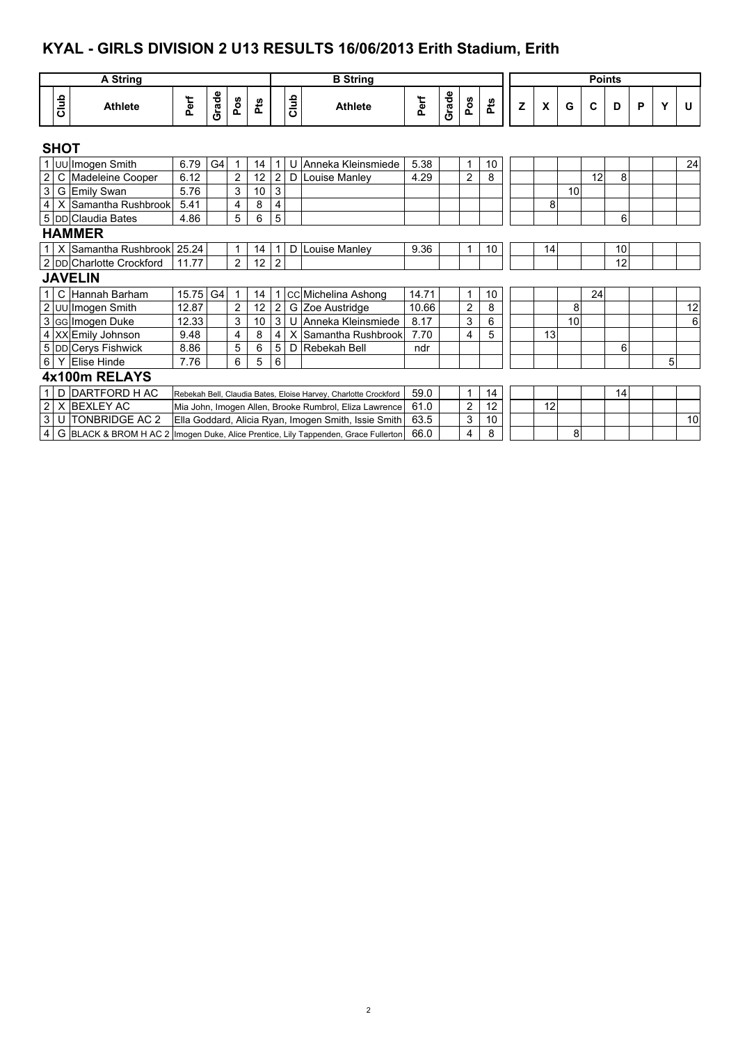# KYAL - GIRLS DIVISION 2 U13 RESULTS 16/06/2013 Erith Stadium, Erith

| A String | | | | | | | B String | | | | | | | | Points | | | | | | | |
|---|---|---|---|---|---|---|---|---|---|---|---|---|---|---|---|---|---|---|---|---|---|---|
| | Club | Athlete | Perf | Grade | Pos | Pts | | Club | Athlete | Perf | Grade | Pos | Pts | Z | X | G | C | D | P | Y | U |
| **SHOT** | | | | | | | | | | | | | | | | | | | | | |
| 1 | UU | Imogen Smith | 6.79 | G4 | 1 | 14 | 1 | U | Anneka Kleinsmiede | 5.38 | | 1 | 10 | | | | | | | | 24 |
| 2 | C | Madeleine Cooper | 6.12 | | 2 | 12 | 2 | D | Louise Manley | 4.29 | | 2 | 8 | | | | 12 | 8 | | | |
| 3 | G | Emily Swan | 5.76 | | 3 | 10 | 3 | | | | | | | | | 10 | | | | | |
| 4 | X | Samantha Rushbrook | 5.41 | | 4 | 8 | 4 | | | | | | | | 8 | | | | | | |
| 5 | DD | Claudia Bates | 4.86 | | 5 | 6 | 5 | | | | | | | | | | | 6 | | | |
| **HAMMER** | | | | | | | | | | | | | | | | | | | | | |
| 1 | X | Samantha Rushbrook | 25.24 | | 1 | 14 | 1 | D | Louise Manley | 9.36 | | 1 | 10 | | 14 | | | 10 | | | |
| 2 | DD | Charlotte Crockford | 11.77 | | 2 | 12 | 2 | | | | | | | | | | | 12 | | | |
| **JAVELIN** | | | | | | | | | | | | | | | | | | | | | |
| 1 | C | Hannah Barham | 15.75 | G4 | 1 | 14 | 1 | CC | Michelina Ashong | 14.71 | | 1 | 10 | | | | 24 | | | | |
| 2 | UU | Imogen Smith | 12.87 | | 2 | 12 | 2 | G | Zoe Austridge | 10.66 | | 2 | 8 | | | 8 | | | | | 12 |
| 3 | GG | Imogen Duke | 12.33 | | 3 | 10 | 3 | U | Anneka Kleinsmiede | 8.17 | | 3 | 6 | | | 10 | | | | | 6 |
| 4 | XX | Emily Johnson | 9.48 | | 4 | 8 | 4 | X | Samantha Rushbrook | 7.70 | | 4 | 5 | | 13 | | | | | | |
| 5 | DD | Cerys Fishwick | 8.86 | | 5 | 6 | 5 | D | Rebekah Bell | ndr | | | | | | | | 6 | | | |
| 6 | Y | Elise Hinde | 7.76 | | 6 | 5 | 6 | | | | | | | | | | | | | 5 | |
| **4x100m RELAYS** | | | | | | | | | | | | | | | | | | | | | |
| 1 | D | DARTFORD H AC | Rebekah Bell, Claudia Bates, Eloise Harvey, Charlotte Crockford | | | | | | | 59.0 | | 1 | 14 | | | | | 14 | | | |
| 2 | X | BEXLEY AC | Mia John, Imogen Allen, Brooke Rumbrol, Eliza Lawrence | | | | | | | 61.0 | | 2 | 12 | | 12 | | | | | | |
| 3 | U | TONBRIDGE AC 2 | Ella Goddard, Alicia Ryan, Imogen Smith, Issie Smith | | | | | | | 63.5 | | 3 | 10 | | | | | | | | 10 |
| 4 | G | BLACK & BROM H AC 2 | Imogen Duke, Alice Prentice, Lily Tappenden, Grace Fullerton | | | | | | | 66.0 | | 4 | 8 | | | 8 | | | | | |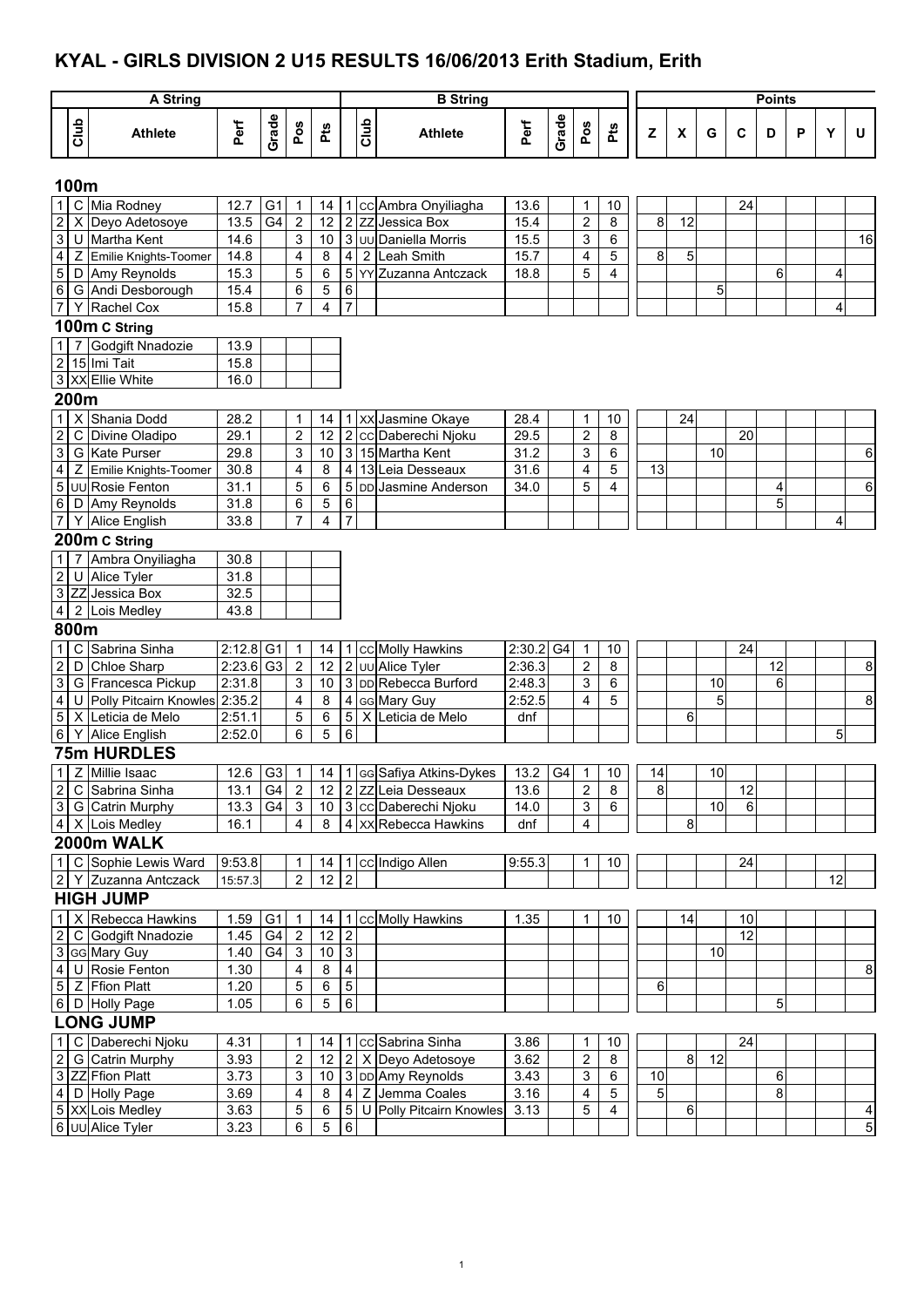# KYAL - GIRLS DIVISION 2 U15 RESULTS 16/06/2013 Erith Stadium, Erith

## 100m

| | Club | Athlete | Perf | Grade | Pos | Pts | | Club | Athlete | Perf | Grade | Pos | Pts | Z | X | G | C | D | P | Y | U |
|---|---|---|---|---|---|---|---|---|---|---|---|---|---|---|---|---|---|---|---|---|---|
| 1 | C | Mia Rodney | 12.7 | G1 | 1 | 14 | 1 | CC | Ambra Onyiliagha | 13.6 | | 1 | 10 | | | | 24 | | | | |
| 2 | X | Deyo Adetosoye | 13.5 | G4 | 2 | 12 | 2 | ZZ | Jessica Box | 15.4 | | 2 | 8 | 8 | 12 | | | | | | |
| 3 | U | Martha Kent | 14.6 | | 3 | 10 | 3 | UU | Daniella Morris | 15.5 | | 3 | 6 | | | | | | | | 16 |
| 4 | Z | Emilie Knights-Toomer | 14.8 | | 4 | 8 | 4 | 2 | Leah Smith | 15.7 | | 4 | 5 | 8 | 5 | | | | | | |
| 5 | D | Amy Reynolds | 15.3 | | 5 | 6 | 5 | YY | Zuzanna Antczack | 18.8 | | 5 | 4 | | | | | 6 | | 4 | |
| 6 | G | Andi Desborough | 15.4 | | 6 | 5 | 6 | | | | | | | | | 5 | | | | | |
| 7 | Y | Rachel Cox | 15.8 | | 7 | 4 | 7 | | | | | | | | | | | | | 4 | |

## 100m C String

| | Club | Athlete | Perf |
|---|---|---|---|
| 1 | 7 | Godgift Nnadozie | 13.9 |
| 2 | 15 | Imi Tait | 15.8 |
| 3 | XX | Ellie White | 16.0 |

## 200m

| | Club | Athlete | Perf | Grade | Pos | Pts | | Club | Athlete | Perf | Grade | Pos | Pts | Z | X | G | C | D | P | Y | U |
|---|---|---|---|---|---|---|---|---|---|---|---|---|---|---|---|---|---|---|---|---|---|
| 1 | X | Shania Dodd | 28.2 | | 1 | 14 | 1 | XX | Jasmine Okaye | 28.4 | | 1 | 10 | | 24 | | | | | | |
| 2 | C | Divine Oladipo | 29.1 | | 2 | 12 | 2 | CC | Daberechi Njoku | 29.5 | | 2 | 8 | | | | 20 | | | | |
| 3 | G | Kate Purser | 29.8 | | 3 | 10 | 3 | 15 | Martha Kent | 31.2 | | 3 | 6 | | | 10 | | | | | 6 |
| 4 | Z | Emilie Knights-Toomer | 30.8 | | 4 | 8 | 4 | 13 | Leia Desseaux | 31.6 | | 4 | 5 | 13 | | | | | | | |
| 5 | UU | Rosie Fenton | 31.1 | | 5 | 6 | 5 | DD | Jasmine Anderson | 34.0 | | 5 | 4 | | | | | 4 | | | 6 |
| 6 | D | Amy Reynolds | 31.8 | | 6 | 5 | 6 | | | | | | | | | | | 5 | | | |
| 7 | Y | Alice English | 33.8 | | 7 | 4 | 7 | | | | | | | | | | | | | 4 | |

## 200m C String

| | Club | Athlete | Perf |
|---|---|---|---|
| 1 | 7 | Ambra Onyiliagha | 30.8 |
| 2 | U | Alice Tyler | 31.8 |
| 3 | ZZ | Jessica Box | 32.5 |
| 4 | 2 | Lois Medley | 43.8 |

## 800m

| | Club | Athlete | Perf | Grade | Pos | Pts | | Club | Athlete | Perf | Grade | Pos | Pts | Z | X | G | C | D | P | Y | U |
|---|---|---|---|---|---|---|---|---|---|---|---|---|---|---|---|---|---|---|---|---|---|
| 1 | C | Sabrina Sinha | 2:12.8 | G1 | 1 | 14 | 1 | CC | Molly Hawkins | 2:30.2 | G4 | 1 | 10 | | | | 24 | | | | |
| 2 | D | Chloe Sharp | 2:23.6 | G3 | 2 | 12 | 2 | UU | Alice Tyler | 2:36.3 | | 2 | 8 | | | | | 12 | | | 8 |
| 3 | G | Francesca Pickup | 2:31.8 | | 3 | 10 | 3 | DD | Rebecca Burford | 2:48.3 | | 3 | 6 | | | 10 | | 6 | | | |
| 4 | U | Polly Pitcairn Knowles | 2:35.2 | | 4 | 8 | 4 | GG | Mary Guy | 2:52.5 | | 4 | 5 | | | 5 | | | | | 8 |
| 5 | X | Leticia de Melo | 2:51.1 | | 5 | 6 | 5 | X | Leticia de Melo | dnf | | | | | 6 | | | | | | |
| 6 | Y | Alice English | 2:52.0 | | 6 | 5 | 6 | | | | | | | | | | | | | 5 | |

## 75m HURDLES

| | Club | Athlete | Perf | Grade | Pos | Pts | | Club | Athlete | Perf | Grade | Pos | Pts | Z | X | G | C | D | P | Y | U |
|---|---|---|---|---|---|---|---|---|---|---|---|---|---|---|---|---|---|---|---|---|---|
| 1 | Z | Millie Isaac | 12.6 | G3 | 1 | 14 | 1 | GG | Safiya Atkins-Dykes | 13.2 | G4 | 1 | 10 | 14 | | 10 | | | | | |
| 2 | C | Sabrina Sinha | 13.1 | G4 | 2 | 12 | 2 | ZZ | Leia Desseaux | 13.6 | | 2 | 8 | 8 | | | 12 | | | | |
| 3 | G | Catrin Murphy | 13.3 | G4 | 3 | 10 | 3 | CC | Daberechi Njoku | 14.0 | | 3 | 6 | | | 10 | 6 | | | | |
| 4 | X | Lois Medley | 16.1 | | 4 | 8 | 4 | XX | Rebecca Hawkins | dnf | | 4 | | | 8 | | | | | | |

## 2000m WALK

| | Club | Athlete | Perf | Grade | Pos | Pts | | Club | Athlete | Perf | Grade | Pos | Pts | Z | X | G | C | D | P | Y | U |
|---|---|---|---|---|---|---|---|---|---|---|---|---|---|---|---|---|---|---|---|---|---|
| 1 | C | Sophie Lewis Ward | 9:53.8 | | 1 | 14 | 1 | CC | Indigo Allen | 9:55.3 | | 1 | 10 | | | | 24 | | | | |
| 2 | Y | Zuzanna Antczack | 15:57.3 | | 2 | 12 | 2 | | | | | | | | | | | | | 12 | |

## HIGH JUMP

| | Club | Athlete | Perf | Grade | Pos | Pts | | Club | Athlete | Perf | Grade | Pos | Pts | Z | X | G | C | D | P | Y | U |
|---|---|---|---|---|---|---|---|---|---|---|---|---|---|---|---|---|---|---|---|---|---|
| 1 | X | Rebecca Hawkins | 1.59 | G1 | 1 | 14 | 1 | CC | Molly Hawkins | 1.35 | | 1 | 10 | | 14 | | 10 | | | | |
| 2 | C | Godgift Nnadozie | 1.45 | G4 | 2 | 12 | 2 | | | | | | | | | | 12 | | | | |
| 3 | GG | Mary Guy | 1.40 | G4 | 3 | 10 | 3 | | | | | | | | | 10 | | | | | |
| 4 | U | Rosie Fenton | 1.30 | | 4 | 8 | 4 | | | | | | | | | | | | | | 8 |
| 5 | Z | Ffion Platt | 1.20 | | 5 | 6 | 5 | | | | | | | 6 | | | | | | | |
| 6 | D | Holly Page | 1.05 | | 6 | 5 | 6 | | | | | | | | | | | 5 | | | |

## LONG JUMP

| | Club | Athlete | Perf | Grade | Pos | Pts | | Club | Athlete | Perf | Grade | Pos | Pts | Z | X | G | C | D | P | Y | U |
|---|---|---|---|---|---|---|---|---|---|---|---|---|---|---|---|---|---|---|---|---|---|
| 1 | C | Daberechi Njoku | 4.31 | | 1 | 14 | 1 | CC | Sabrina Sinha | 3.86 | | 1 | 10 | | | | 24 | | | | |
| 2 | G | Catrin Murphy | 3.93 | | 2 | 12 | 2 | X | Deyo Adetosoye | 3.62 | | 2 | 8 | | 8 | 12 | | | | | |
| 3 | ZZ | Ffion Platt | 3.73 | | 3 | 10 | 3 | DD | Amy Reynolds | 3.43 | | 3 | 6 | 10 | | | | 6 | | | |
| 4 | D | Holly Page | 3.69 | | 4 | 8 | 4 | Z | Jemma Coales | 3.16 | | 4 | 5 | 5 | | | | 8 | | | |
| 5 | XX | Lois Medley | 3.63 | | 5 | 6 | 5 | U | Polly Pitcairn Knowles | 3.13 | | 5 | 4 | | 6 | | | | | | 4 |
| 6 | UU | Alice Tyler | 3.23 | | 6 | 5 | 6 | | | | | | | | | | | | | | 5 |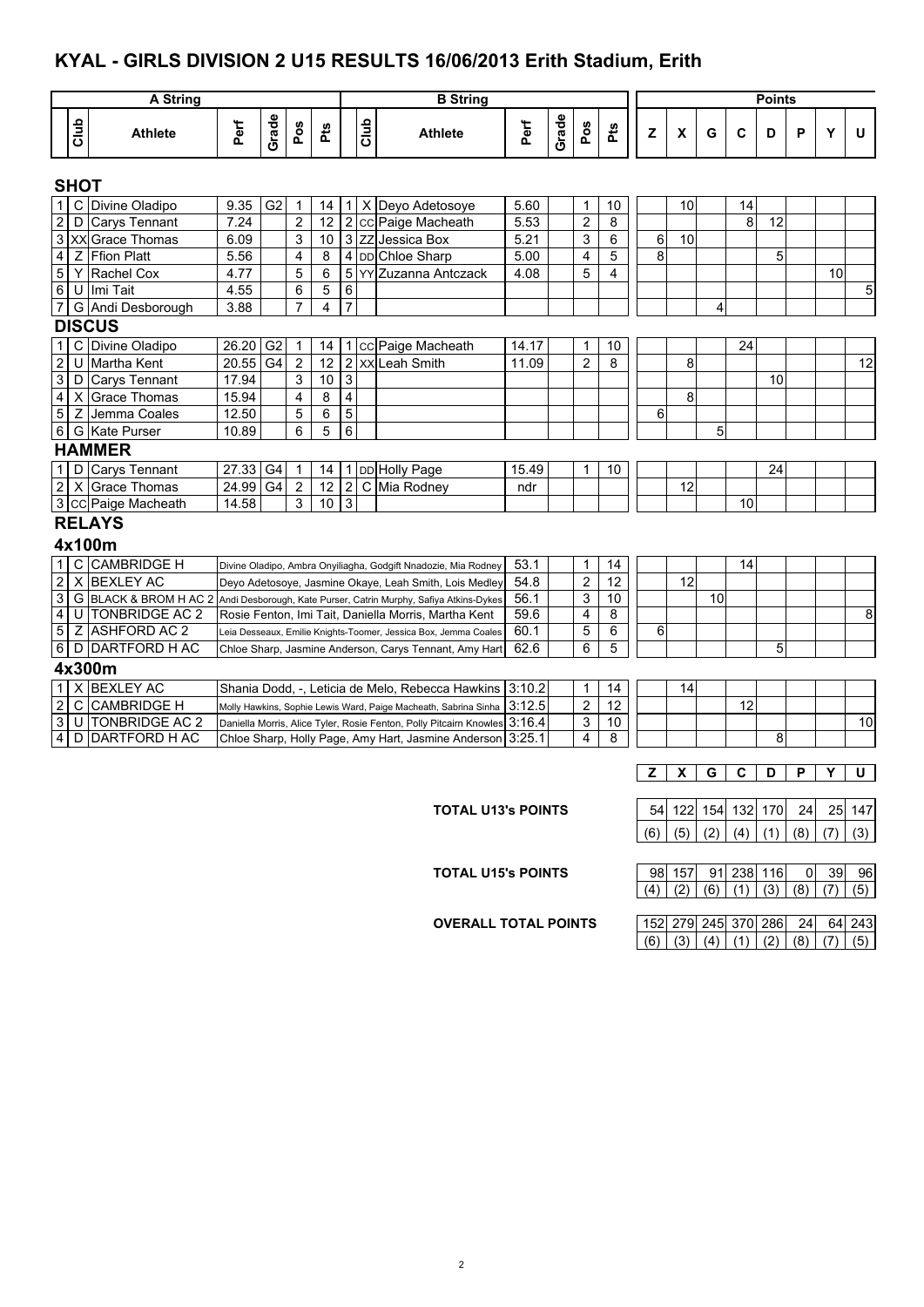# KYAL - GIRLS DIVISION 2 U15 RESULTS 16/06/2013 Erith Stadium, Erith

| A String | | | | | | | B String | | | | | | | Points | | | | | | | |
|---|---|---|---|---|---|---|---|---|---|---|---|---|---|---|---|---|---|---|---|---|---|
| | Club | Athlete | Perf | Grade | Pos | Pts | | Club | Athlete | Perf | Grade | Pos | Pts | Z | X | G | C | D | P | Y | U |
| **SHOT** | | | | | | | | | | | | | | | | | | | | | |
| 1 | C | Divine Oladipo | 9.35 | G2 | 1 | 14 | 1 | X | Deyo Adetosoye | 5.60 | | 1 | 10 | | 10 | | 14 | | | | |
| 2 | D | Carys Tennant | 7.24 | | 2 | 12 | 2 | CC | Paige Macheath | 5.53 | | 2 | 8 | | | | 8 | 12 | | | |
| 3 | XX | Grace Thomas | 6.09 | | 3 | 10 | 3 | ZZ | Jessica Box | 5.21 | | 3 | 6 | 6 | 10 | | | | | | |
| 4 | Z | Ffion Platt | 5.56 | | 4 | 8 | 4 | DD | Chloe Sharp | 5.00 | | 4 | 5 | 8 | | | | 5 | | | |
| 5 | Y | Rachel Cox | 4.77 | | 5 | 6 | 5 | YY | Zuzanna Antczack | 4.08 | | 5 | 4 | | | | | | | 10 | |
| 6 | U | Imi Tait | 4.55 | | 6 | 5 | 6 | | | | | | | | | | | | | | 5 |
| 7 | G | Andi Desborough | 3.88 | | 7 | 4 | 7 | | | | | | | | | 4 | | | | | |
| **DISCUS** | | | | | | | | | | | | | | | | | | | | | |
| 1 | C | Divine Oladipo | 26.20 | G2 | 1 | 14 | 1 | CC | Paige Macheath | 14.17 | | 1 | 10 | | | | 24 | | | | |
| 2 | U | Martha Kent | 20.55 | G4 | 2 | 12 | 2 | XX | Leah Smith | 11.09 | | 2 | 8 | | 8 | | | | | | 12 |
| 3 | D | Carys Tennant | 17.94 | | 3 | 10 | 3 | | | | | | | | | | | 10 | | | |
| 4 | X | Grace Thomas | 15.94 | | 4 | 8 | 4 | | | | | | | | 8 | | | | | | |
| 5 | Z | Jemma Coales | 12.50 | | 5 | 6 | 5 | | | | | | | 6 | | | | | | | |
| 6 | G | Kate Purser | 10.89 | | 6 | 5 | 6 | | | | | | | | | 5 | | | | | |
| **HAMMER** | | | | | | | | | | | | | | | | | | | | | |
| 1 | D | Carys Tennant | 27.33 | G4 | 1 | 14 | 1 | DD | Holly Page | 15.49 | | 1 | 10 | | | | | 24 | | | |
| 2 | X | Grace Thomas | 24.99 | G4 | 2 | 12 | 2 | C | Mia Rodney | ndr | | | | | 12 | | | | | | |
| 3 | CC | Paige Macheath | 14.58 | | 3 | 10 | 3 | | | | | | | | | | 10 | | | | |
| **RELAYS** | | | | | | | | | | | | | | | | | | | | | |
| **4x100m** | | | | | | | | | | | | | | | | | | | | | |
| 1 | C | CAMBRIDGE H | | | | | | | Divine Oladipo, Ambra Onyiliagha, Godgift Nnadozie, Mia Rodney | 53.1 | | 1 | 14 | | | | 14 | | | | |
| 2 | X | BEXLEY AC | | | | | | | Deyo Adetosoye, Jasmine Okaye, Leah Smith, Lois Medley | 54.8 | | 2 | 12 | | 12 | | | | | | |
| 3 | G | BLACK & BROM H AC 2 | | | | | | | Andi Desborough, Kate Purser, Catrin Murphy, Safiya Atkins-Dykes | 56.1 | | 3 | 10 | | | 10 | | | | | |
| 4 | U | TONBRIDGE AC 2 | | | | | | | Rosie Fenton, Imi Tait, Daniella Morris, Martha Kent | 59.6 | | 4 | 8 | | | | | | | | 8 |
| 5 | Z | ASHFORD AC 2 | | | | | | | Leia Desseaux, Emilie Knights-Toomer, Jessica Box, Jemma Coales | 60.1 | | 5 | 6 | 6 | | | | | | | |
| 6 | D | DARTFORD H AC | | | | | | | Chloe Sharp, Jasmine Anderson, Carys Tennant, Amy Hart | 62.6 | | 6 | 5 | | | | | 5 | | | |
| **4x300m** | | | | | | | | | | | | | | | | | | | | | |
| 1 | X | BEXLEY AC | | | | | | | Shania Dodd, -, Leticia de Melo, Rebecca Hawkins | 3:10.2 | | 1 | 14 | | 14 | | | | | | |
| 2 | C | CAMBRIDGE H | | | | | | | Molly Hawkins, Sophie Lewis Ward, Paige Macheath, Sabrina Sinha | 3:12.5 | | 2 | 12 | | | | 12 | | | | |
| 3 | U | TONBRIDGE AC 2 | | | | | | | Daniella Morris, Alice Tyler, Rosie Fenton, Polly Pitcairn Knowles | 3:16.4 | | 3 | 10 | | | | | | | | 10 |
| 4 | D | DARTFORD H AC | | | | | | | Chloe Sharp, Holly Page, Amy Hart, Jasmine Anderson | 3:25.1 | | 4 | 8 | | | | | 8 | | | |

| | Z | X | G | C | D | P | Y | U |
|---|---|---|---|---|---|---|---|---|
| **TOTAL U13's POINTS** | 54 | 122 | 154 | 132 | 170 | 24 | 25 | 147 |
| | (6) | (5) | (2) | (4) | (1) | (8) | (7) | (3) |
| **TOTAL U15's POINTS** | 98 | 157 | 91 | 238 | 116 | 0 | 39 | 96 |
| | (4) | (2) | (6) | (1) | (3) | (8) | (7) | (5) |
| **OVERALL TOTAL POINTS** | 152 | 279 | 245 | 370 | 286 | 24 | 64 | 243 |
| | (6) | (3) | (4) | (1) | (2) | (8) | (7) | (5) |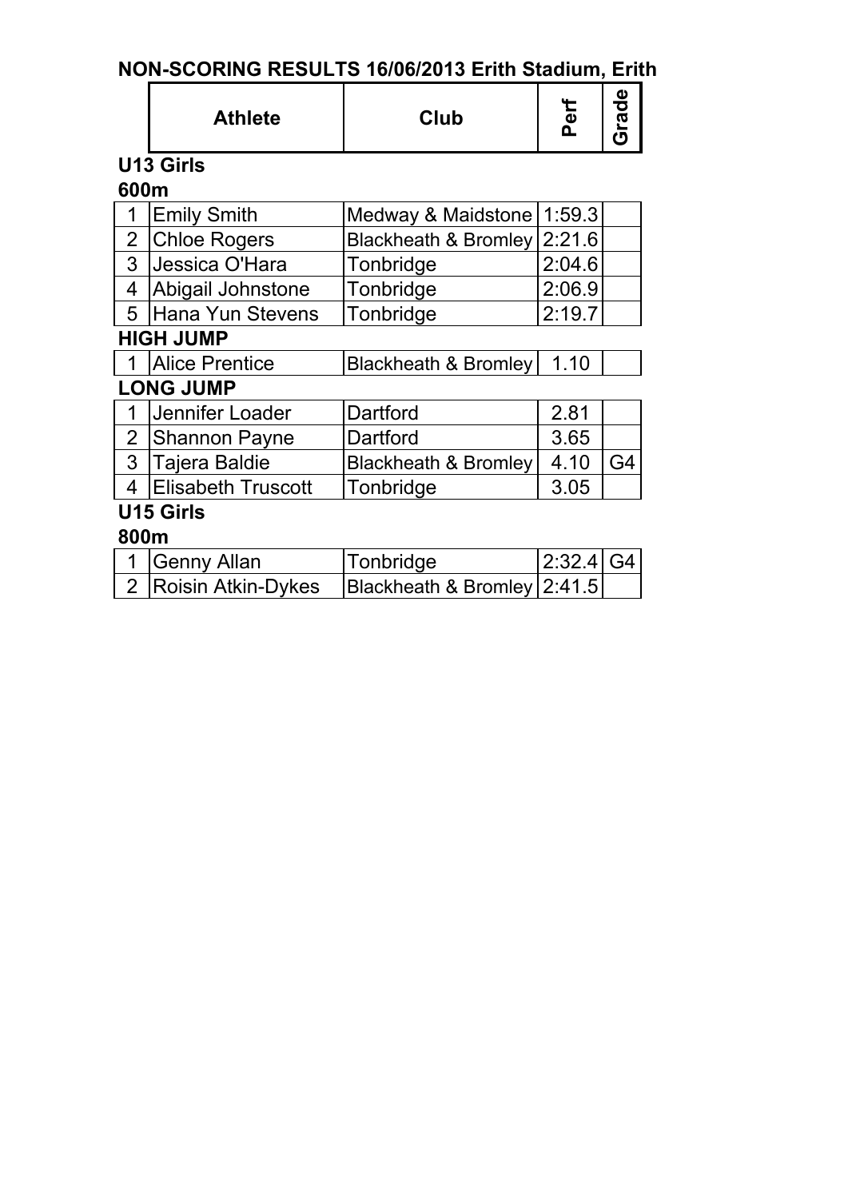# NON-SCORING RESULTS 16/06/2013 Erith Stadium, Erith

| | Athlete | Club | Perf | Grade |
|---|---|---|---|---|
| **U13 Girls** | | | | |
| **600m** | | | | |
| 1 | Emily Smith | Medway & Maidstone | 1:59.3 | |
| 2 | Chloe Rogers | Blackheath & Bromley | 2:21.6 | |
| 3 | Jessica O'Hara | Tonbridge | 2:04.6 | |
| 4 | Abigail Johnstone | Tonbridge | 2:06.9 | |
| 5 | Hana Yun Stevens | Tonbridge | 2:19.7 | |
| **HIGH JUMP** | | | | |
| 1 | Alice Prentice | Blackheath & Bromley | 1.10 | |
| **LONG JUMP** | | | | |
| 1 | Jennifer Loader | Dartford | 2.81 | |
| 2 | Shannon Payne | Dartford | 3.65 | |
| 3 | Tajera Baldie | Blackheath & Bromley | 4.10 | G4 |
| 4 | Elisabeth Truscott | Tonbridge | 3.05 | |
| **U15 Girls** | | | | |
| **800m** | | | | |
| 1 | Genny Allan | Tonbridge | 2:32.4 | G4 |
| 2 | Roisin Atkin-Dykes | Blackheath & Bromley | 2:41.5 | |